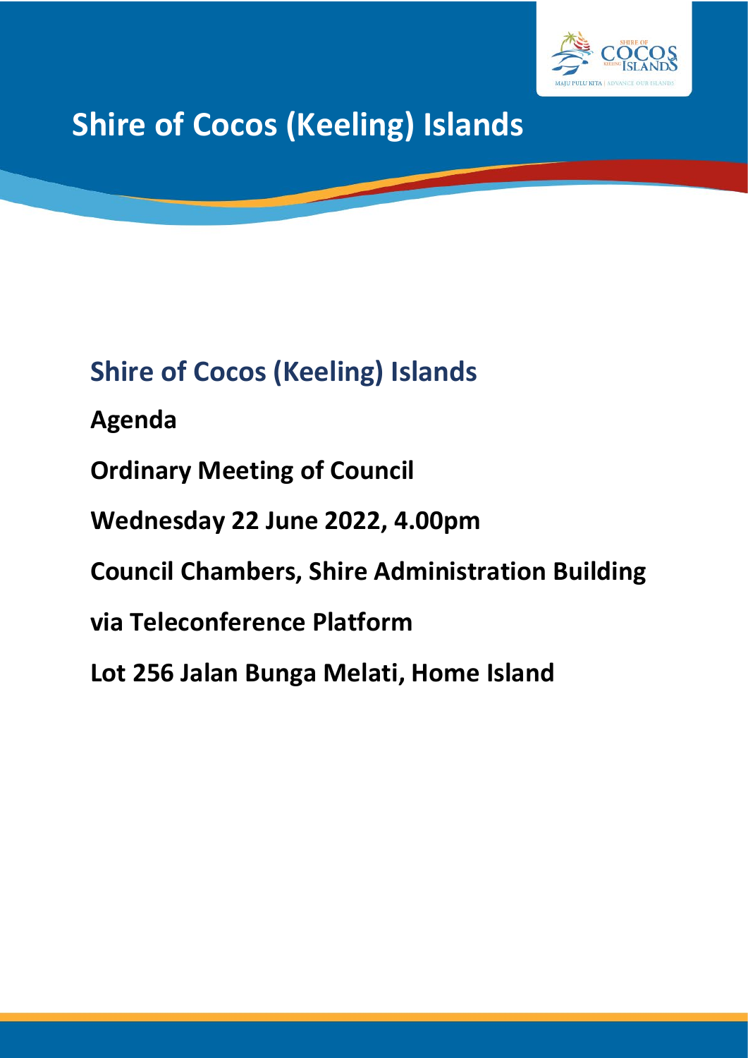# Shire of Cocos (Keeling) Islands

## Shire of Cocos (Keeling) Islands

**Agenda**

**Ordinary Meeting of Council**

**Wednesday 22 June 2022, 4.00pm**

**Council Chambers, Shire Administration Building**

**via Teleconference Platform**

**Lot 256 Jalan Bunga Melati, Home Island**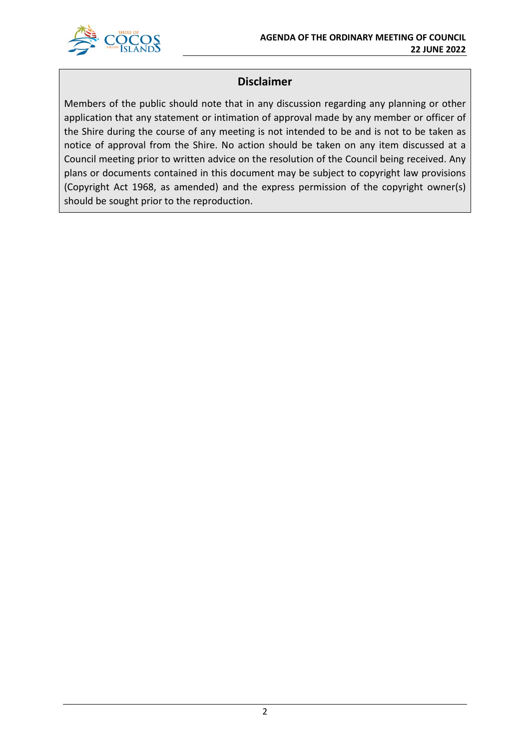## Disclaimer

Members of the public should note that in any discussion regarding any planning or other application that any statement or intimation of approval made by any member or officer of the Shire during the course of any meeting is not intended to be and is not to be taken as notice of approval from the Shire. No action should be taken on any item discussed at a Council meeting prior to written advice on the resolution of the Council being received. Any plans or documents contained in this document may be subject to copyright law provisions (Copyright Act 1968, as amended) and the express permission of the copyright owner(s) should be sought prior to the reproduction.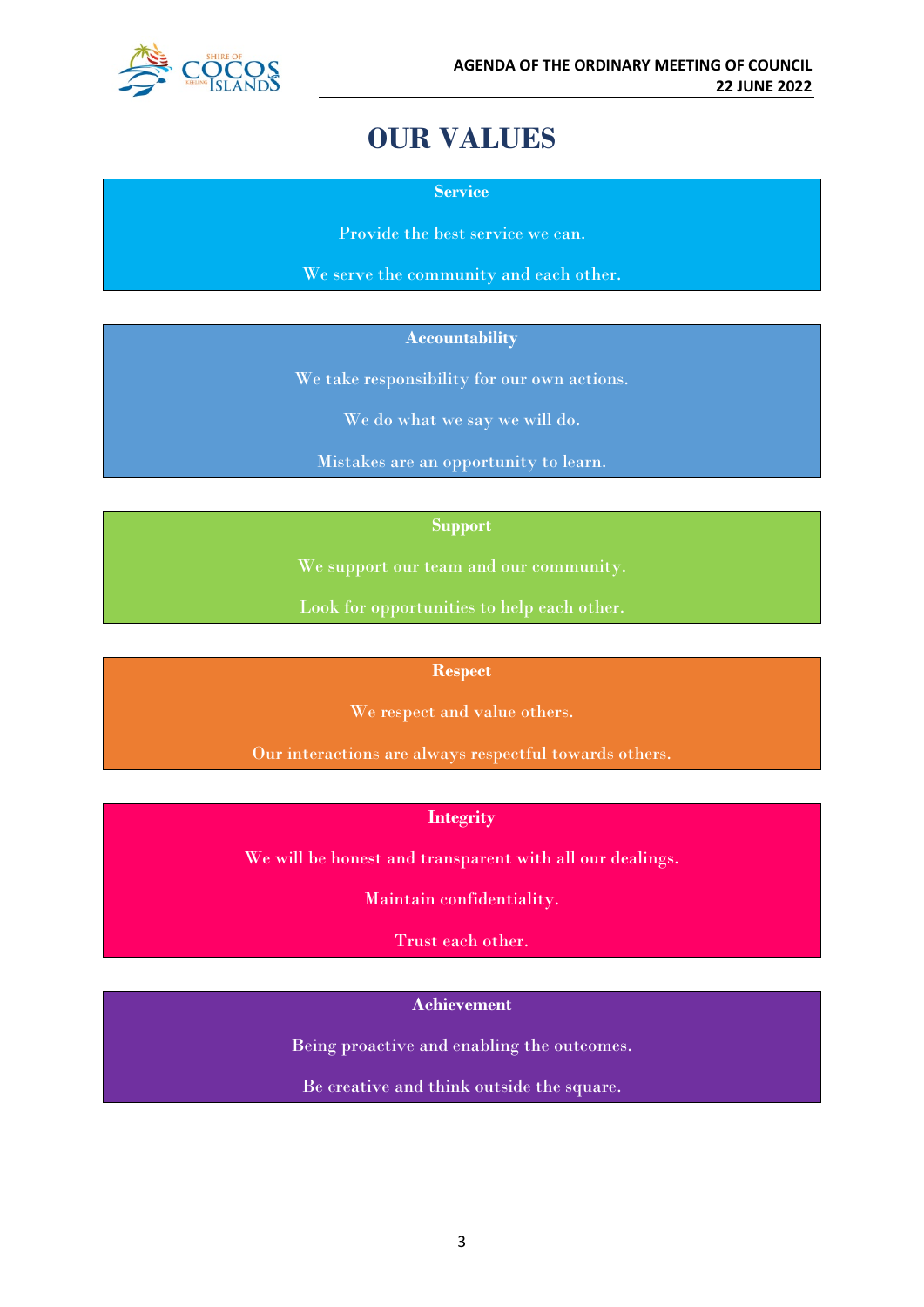# OUR VALUES

**Service**

Provide the best service we can.

We serve the community and each other.

**Accountability**

We take responsibility for our own actions.

We do what we say we will do.

Mistakes are an opportunity to learn.

**Support**

We support our team and our community.

Look for opportunities to help each other.

**Respect**

We respect and value others.

Our interactions are always respectful towards others.

**Integrity**

We will be honest and transparent with all our dealings.

Maintain confidentiality.

Trust each other.

**Achievement**

Being proactive and enabling the outcomes.

Be creative and think outside the square.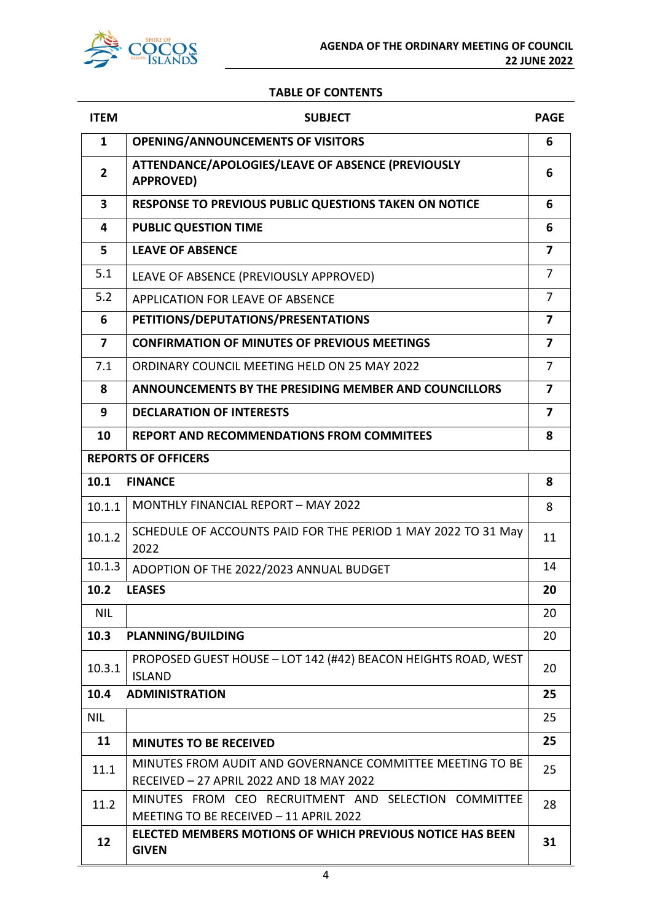## TABLE OF CONTENTS

| ITEM | SUBJECT | PAGE |
|---|---|---|
| **1** | **OPENING/ANNOUNCEMENTS OF VISITORS** | **6** |
| **2** | **ATTENDANCE/APOLOGIES/LEAVE OF ABSENCE (PREVIOUSLY APPROVED)** | **6** |
| **3** | **RESPONSE TO PREVIOUS PUBLIC QUESTIONS TAKEN ON NOTICE** | **6** |
| **4** | **PUBLIC QUESTION TIME** | **6** |
| **5** | **LEAVE OF ABSENCE** | **7** |
| 5.1 | LEAVE OF ABSENCE (PREVIOUSLY APPROVED) | 7 |
| 5.2 | APPLICATION FOR LEAVE OF ABSENCE | 7 |
| **6** | **PETITIONS/DEPUTATIONS/PRESENTATIONS** | **7** |
| **7** | **CONFIRMATION OF MINUTES OF PREVIOUS MEETINGS** | **7** |
| 7.1 | ORDINARY COUNCIL MEETING HELD ON 25 MAY 2022 | 7 |
| **8** | **ANNOUNCEMENTS BY THE PRESIDING MEMBER AND COUNCILLORS** | **7** |
| **9** | **DECLARATION OF INTERESTS** | **7** |
| **10** | **REPORT AND RECOMMENDATIONS FROM COMMITEES** | **8** |
| **REPORTS OF OFFICERS** | | |
| **10.1** | **FINANCE** | **8** |
| 10.1.1 | MONTHLY FINANCIAL REPORT – MAY 2022 | 8 |
| 10.1.2 | SCHEDULE OF ACCOUNTS PAID FOR THE PERIOD 1 MAY 2022 TO 31 May 2022 | 11 |
| 10.1.3 | ADOPTION OF THE 2022/2023 ANNUAL BUDGET | 14 |
| **10.2** | **LEASES** | **20** |
| NIL | | 20 |
| **10.3** | **PLANNING/BUILDING** | 20 |
| 10.3.1 | PROPOSED GUEST HOUSE – LOT 142 (#42) BEACON HEIGHTS ROAD, WEST ISLAND | 20 |
| **10.4** | **ADMINISTRATION** | **25** |
| NIL | | 25 |
| **11** | **MINUTES TO BE RECEIVED** | **25** |
| 11.1 | MINUTES FROM AUDIT AND GOVERNANCE COMMITTEE MEETING TO BE RECEIVED – 27 APRIL 2022 AND 18 MAY 2022 | 25 |
| 11.2 | MINUTES FROM CEO RECRUITMENT AND SELECTION COMMITTEE MEETING TO BE RECEIVED – 11 APRIL 2022 | 28 |
| **12** | **ELECTED MEMBERS MOTIONS OF WHICH PREVIOUS NOTICE HAS BEEN GIVEN** | **31** |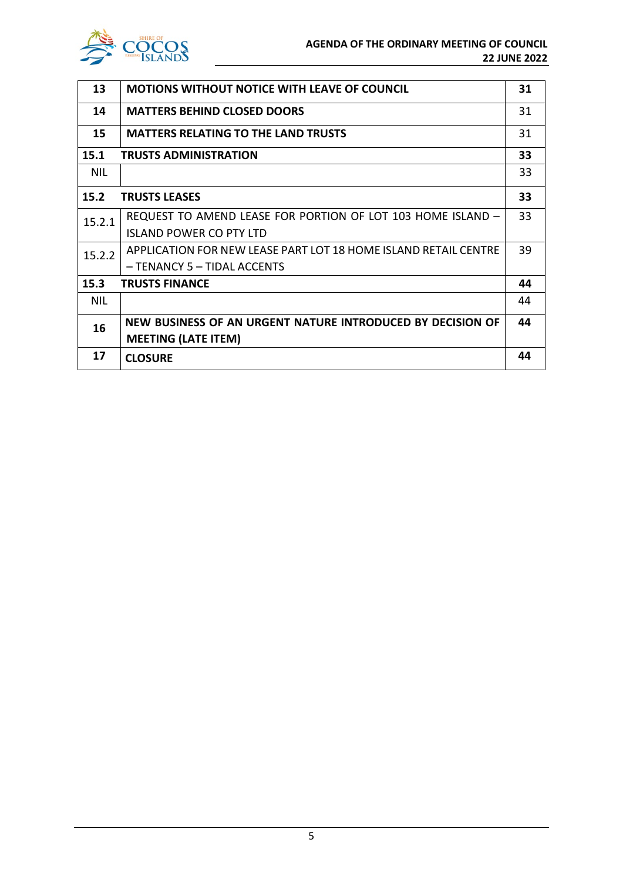| | | |
|---|---|---|
| **13** | **MOTIONS WITHOUT NOTICE WITH LEAVE OF COUNCIL** | **31** |
| **14** | **MATTERS BEHIND CLOSED DOORS** | 31 |
| **15** | **MATTERS RELATING TO THE LAND TRUSTS** | 31 |
| **15.1** | **TRUSTS ADMINISTRATION** | **33** |
| NIL | | 33 |
| **15.2** | **TRUSTS LEASES** | **33** |
| 15.2.1 | REQUEST TO AMEND LEASE FOR PORTION OF LOT 103 HOME ISLAND – ISLAND POWER CO PTY LTD | 33 |
| 15.2.2 | APPLICATION FOR NEW LEASE PART LOT 18 HOME ISLAND RETAIL CENTRE – TENANCY 5 – TIDAL ACCENTS | 39 |
| **15.3** | **TRUSTS FINANCE** | **44** |
| NIL | | 44 |
| **16** | **NEW BUSINESS OF AN URGENT NATURE INTRODUCED BY DECISION OF MEETING (LATE ITEM)** | **44** |
| **17** | **CLOSURE** | **44** |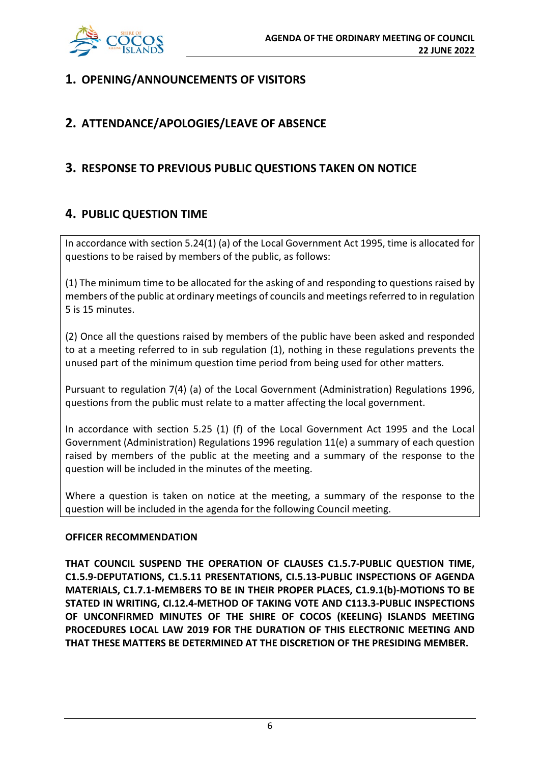## 1. OPENING/ANNOUNCEMENTS OF VISITORS

## 2. ATTENDANCE/APOLOGIES/LEAVE OF ABSENCE

## 3. RESPONSE TO PREVIOUS PUBLIC QUESTIONS TAKEN ON NOTICE

## 4. PUBLIC QUESTION TIME

In accordance with section 5.24(1) (a) of the Local Government Act 1995, time is allocated for questions to be raised by members of the public, as follows:

(1) The minimum time to be allocated for the asking of and responding to questions raised by members of the public at ordinary meetings of councils and meetings referred to in regulation 5 is 15 minutes.

(2) Once all the questions raised by members of the public have been asked and responded to at a meeting referred to in sub regulation (1), nothing in these regulations prevents the unused part of the minimum question time period from being used for other matters.

Pursuant to regulation 7(4) (a) of the Local Government (Administration) Regulations 1996, questions from the public must relate to a matter affecting the local government.

In accordance with section 5.25 (1) (f) of the Local Government Act 1995 and the Local Government (Administration) Regulations 1996 regulation 11(e) a summary of each question raised by members of the public at the meeting and a summary of the response to the question will be included in the minutes of the meeting.

Where a question is taken on notice at the meeting, a summary of the response to the question will be included in the agenda for the following Council meeting.

**OFFICER RECOMMENDATION**

**THAT COUNCIL SUSPEND THE OPERATION OF CLAUSES C1.5.7-PUBLIC QUESTION TIME, C1.5.9-DEPUTATIONS, C1.5.11 PRESENTATIONS, CI.5.13-PUBLIC INSPECTIONS OF AGENDA MATERIALS, C1.7.1-MEMBERS TO BE IN THEIR PROPER PLACES, C1.9.1(b)-MOTIONS TO BE STATED IN WRITING, CI.12.4-METHOD OF TAKING VOTE AND C113.3-PUBLIC INSPECTIONS OF UNCONFIRMED MINUTES OF THE SHIRE OF COCOS (KEELING) ISLANDS MEETING PROCEDURES LOCAL LAW 2019 FOR THE DURATION OF THIS ELECTRONIC MEETING AND THAT THESE MATTERS BE DETERMINED AT THE DISCRETION OF THE PRESIDING MEMBER.**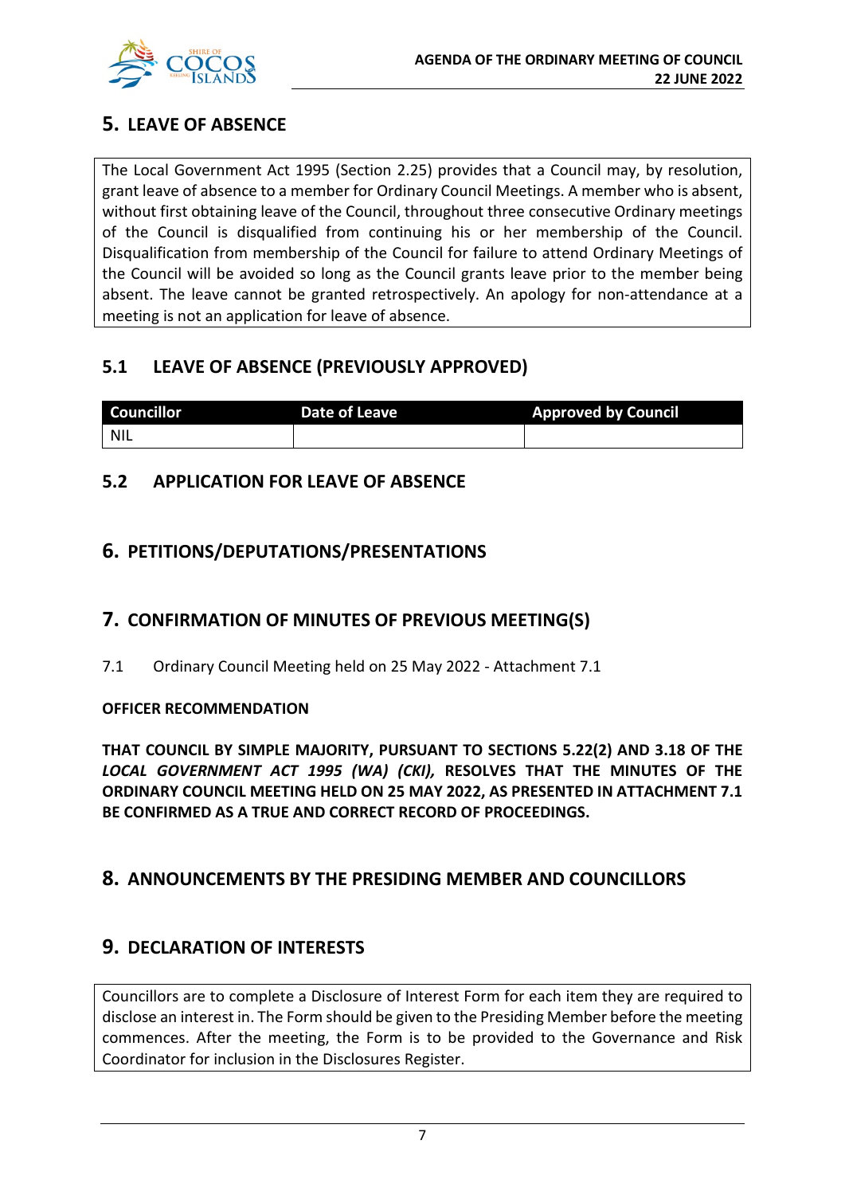## 5. LEAVE OF ABSENCE

The Local Government Act 1995 (Section 2.25) provides that a Council may, by resolution, grant leave of absence to a member for Ordinary Council Meetings. A member who is absent, without first obtaining leave of the Council, throughout three consecutive Ordinary meetings of the Council is disqualified from continuing his or her membership of the Council. Disqualification from membership of the Council for failure to attend Ordinary Meetings of the Council will be avoided so long as the Council grants leave prior to the member being absent. The leave cannot be granted retrospectively. An apology for non-attendance at a meeting is not an application for leave of absence.

### 5.1 LEAVE OF ABSENCE (PREVIOUSLY APPROVED)

| Councillor | Date of Leave | Approved by Council |
|---|---|---|
| NIL | | |

### 5.2 APPLICATION FOR LEAVE OF ABSENCE

## 6. PETITIONS/DEPUTATIONS/PRESENTATIONS

## 7. CONFIRMATION OF MINUTES OF PREVIOUS MEETING(S)

7.1 Ordinary Council Meeting held on 25 May 2022 - Attachment 7.1

**OFFICER RECOMMENDATION**

**THAT COUNCIL BY SIMPLE MAJORITY, PURSUANT TO SECTIONS 5.22(2) AND 3.18 OF THE *LOCAL GOVERNMENT ACT 1995 (WA) (CKI)*, RESOLVES THAT THE MINUTES OF THE ORDINARY COUNCIL MEETING HELD ON 25 MAY 2022, AS PRESENTED IN ATTACHMENT 7.1 BE CONFIRMED AS A TRUE AND CORRECT RECORD OF PROCEEDINGS.**

## 8. ANNOUNCEMENTS BY THE PRESIDING MEMBER AND COUNCILLORS

## 9. DECLARATION OF INTERESTS

Councillors are to complete a Disclosure of Interest Form for each item they are required to disclose an interest in. The Form should be given to the Presiding Member before the meeting commences. After the meeting, the Form is to be provided to the Governance and Risk Coordinator for inclusion in the Disclosures Register.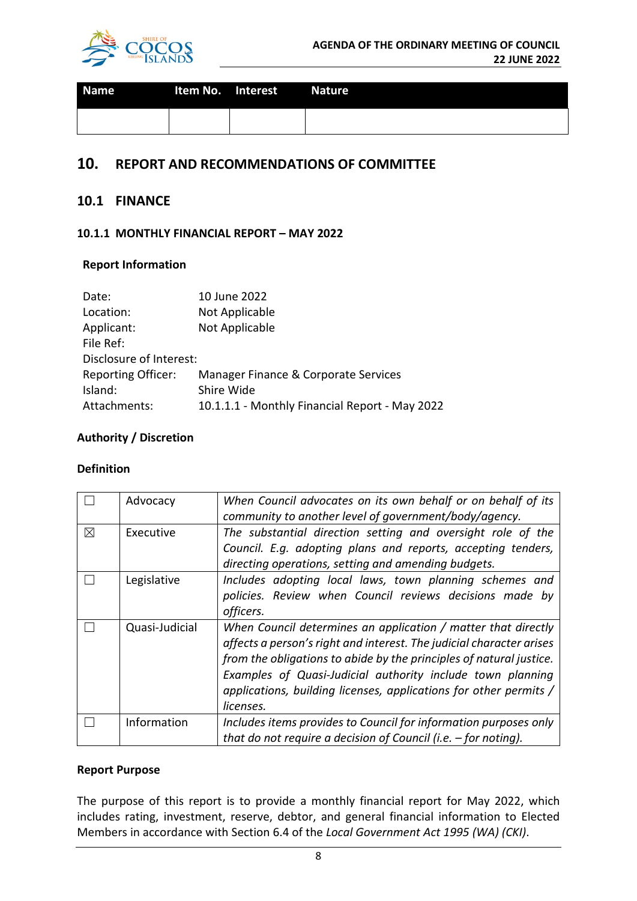| Name | Item No. | Interest | Nature |
|---|---|---|---|
| | | | |

# 10. REPORT AND RECOMMENDATIONS OF COMMITTEE

## 10.1 FINANCE

### 10.1.1 MONTHLY FINANCIAL REPORT – MAY 2022

**Report Information**

| | |
|---|---|
| Date: | 10 June 2022 |
| Location: | Not Applicable |
| Applicant: | Not Applicable |
| File Ref: | |
| Disclosure of Interest: | |
| Reporting Officer: | Manager Finance & Corporate Services |
| Island: | Shire Wide |
| Attachments: | 10.1.1.1 - Monthly Financial Report - May 2022 |

**Authority / Discretion**

**Definition**

| | | |
|---|---|---|
| ☐ | Advocacy | *When Council advocates on its own behalf or on behalf of its community to another level of government/body/agency.* |
| ☒ | Executive | *The substantial direction setting and oversight role of the Council. E.g. adopting plans and reports, accepting tenders, directing operations, setting and amending budgets.* |
| ☐ | Legislative | *Includes adopting local laws, town planning schemes and policies. Review when Council reviews decisions made by officers.* |
| ☐ | Quasi-Judicial | *When Council determines an application / matter that directly affects a person's right and interest. The judicial character arises from the obligations to abide by the principles of natural justice. Examples of Quasi-Judicial authority include town planning applications, building licenses, applications for other permits / licenses.* |
| ☐ | Information | *Includes items provides to Council for information purposes only that do not require a decision of Council (i.e. – for noting).* |

**Report Purpose**

The purpose of this report is to provide a monthly financial report for May 2022, which includes rating, investment, reserve, debtor, and general financial information to Elected Members in accordance with Section 6.4 of the *Local Government Act 1995 (WA) (CKI)*.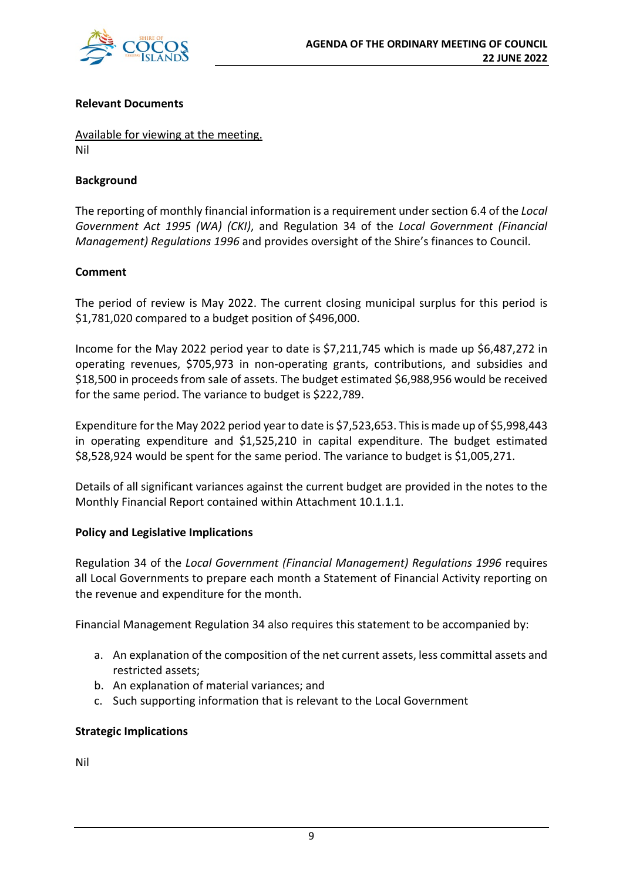**Relevant Documents**

Available for viewing at the meeting.
Nil

**Background**

The reporting of monthly financial information is a requirement under section 6.4 of the *Local Government Act 1995 (WA) (CKI)*, and Regulation 34 of the *Local Government (Financial Management) Regulations 1996* and provides oversight of the Shire's finances to Council.

**Comment**

The period of review is May 2022. The current closing municipal surplus for this period is $1,781,020 compared to a budget position of $496,000.

Income for the May 2022 period year to date is $7,211,745 which is made up $6,487,272 in operating revenues, $705,973 in non-operating grants, contributions, and subsidies and $18,500 in proceeds from sale of assets. The budget estimated $6,988,956 would be received for the same period. The variance to budget is $222,789.

Expenditure for the May 2022 period year to date is $7,523,653. This is made up of $5,998,443 in operating expenditure and $1,525,210 in capital expenditure. The budget estimated $8,528,924 would be spent for the same period. The variance to budget is $1,005,271.

Details of all significant variances against the current budget are provided in the notes to the Monthly Financial Report contained within Attachment 10.1.1.1.

**Policy and Legislative Implications**

Regulation 34 of the *Local Government (Financial Management) Regulations 1996* requires all Local Governments to prepare each month a Statement of Financial Activity reporting on the revenue and expenditure for the month.

Financial Management Regulation 34 also requires this statement to be accompanied by:

a. An explanation of the composition of the net current assets, less committal assets and restricted assets;
b. An explanation of material variances; and
c. Such supporting information that is relevant to the Local Government

**Strategic Implications**

Nil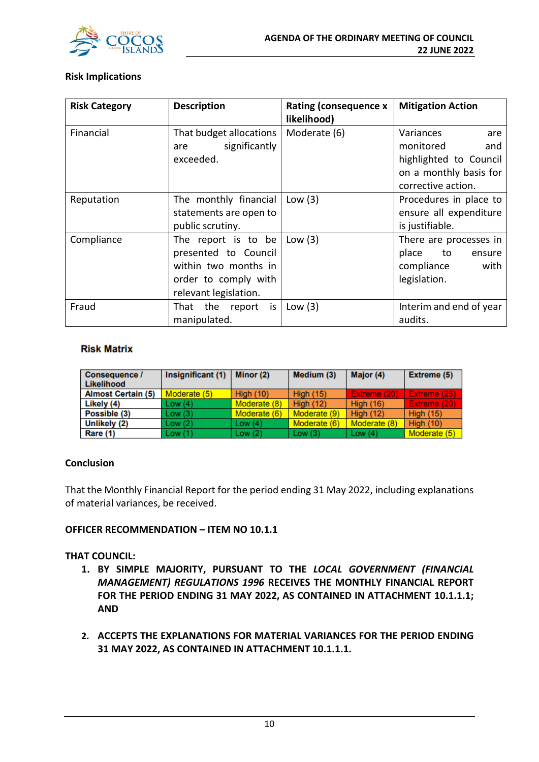**Risk Implications**

| Risk Category | Description | Rating (consequence x likelihood) | Mitigation Action |
|---|---|---|---|
| Financial | That budget allocations are significantly exceeded. | Moderate (6) | Variances are monitored and highlighted to Council on a monthly basis for corrective action. |
| Reputation | The monthly financial statements are open to public scrutiny. | Low (3) | Procedures in place to ensure all expenditure is justifiable. |
| Compliance | The report is to be presented to Council within two months in order to comply with relevant legislation. | Low (3) | There are processes in place to ensure compliance with legislation. |
| Fraud | That the report is manipulated. | Low (3) | Interim and end of year audits. |

**Risk Matrix**

| Consequence / Likelihood | Insignificant (1) | Minor (2) | Medium (3) | Major (4) | Extreme (5) |
|---|---|---|---|---|---|
| Almost Certain (5) | Moderate (5) | High (10) | High (15) | Extreme (20) | Extreme (25) |
| Likely (4) | Low (4) | Moderate (8) | High (12) | High (16) | Extreme (20) |
| Possible (3) | Low (3) | Moderate (6) | Moderate (9) | High (12) | High (15) |
| Unlikely (2) | Low (2) | Low (4) | Moderate (6) | Moderate (8) | High (10) |
| Rare (1) | Low (1) | Low (2) | Low (3) | Low (4) | Moderate (5) |

**Conclusion**

That the Monthly Financial Report for the period ending 31 May 2022, including explanations of material variances, be received.

**OFFICER RECOMMENDATION – ITEM NO 10.1.1**

**THAT COUNCIL:**

1. **BY SIMPLE MAJORITY, PURSUANT TO THE *LOCAL GOVERNMENT (FINANCIAL MANAGEMENT) REGULATIONS 1996* RECEIVES THE MONTHLY FINANCIAL REPORT FOR THE PERIOD ENDING 31 MAY 2022, AS CONTAINED IN ATTACHMENT 10.1.1.1; AND**

2. **ACCEPTS THE EXPLANATIONS FOR MATERIAL VARIANCES FOR THE PERIOD ENDING 31 MAY 2022, AS CONTAINED IN ATTACHMENT 10.1.1.1.**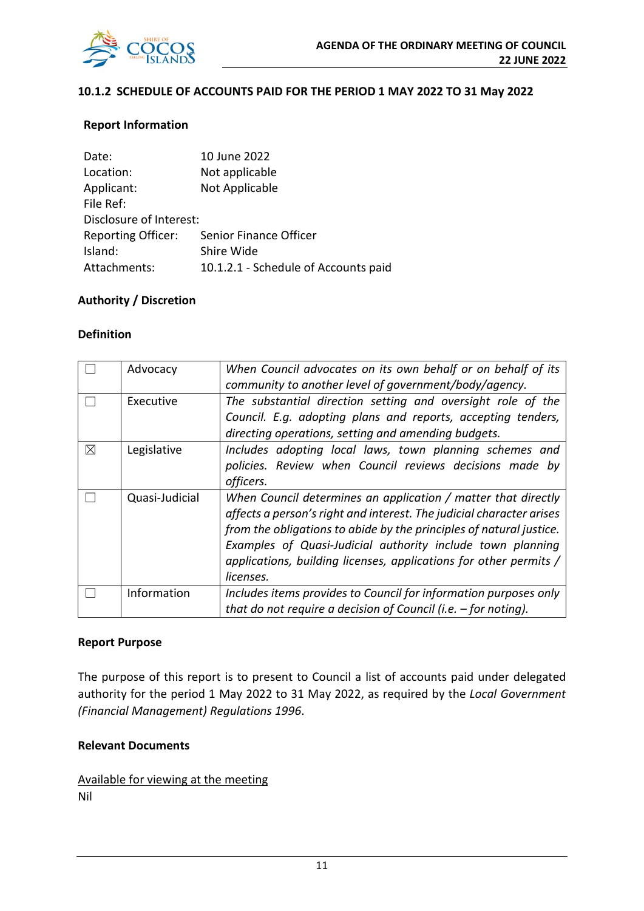### 10.1.2 SCHEDULE OF ACCOUNTS PAID FOR THE PERIOD 1 MAY 2022 TO 31 May 2022

**Report Information**

| | |
|---|---|
| Date: | 10 June 2022 |
| Location: | Not applicable |
| Applicant: | Not Applicable |
| File Ref: | |
| Disclosure of Interest: | |
| Reporting Officer: | Senior Finance Officer |
| Island: | Shire Wide |
| Attachments: | 10.1.2.1 - Schedule of Accounts paid |

**Authority / Discretion**

**Definition**

| | | |
|---|---|---|
| ☐ | Advocacy | *When Council advocates on its own behalf or on behalf of its community to another level of government/body/agency.* |
| ☐ | Executive | *The substantial direction setting and oversight role of the Council. E.g. adopting plans and reports, accepting tenders, directing operations, setting and amending budgets.* |
| ☒ | Legislative | *Includes adopting local laws, town planning schemes and policies. Review when Council reviews decisions made by officers.* |
| ☐ | Quasi-Judicial | *When Council determines an application / matter that directly affects a person's right and interest. The judicial character arises from the obligations to abide by the principles of natural justice. Examples of Quasi-Judicial authority include town planning applications, building licenses, applications for other permits / licenses.* |
| ☐ | Information | *Includes items provides to Council for information purposes only that do not require a decision of Council (i.e. – for noting).* |

**Report Purpose**

The purpose of this report is to present to Council a list of accounts paid under delegated authority for the period 1 May 2022 to 31 May 2022, as required by the *Local Government (Financial Management) Regulations 1996*.

**Relevant Documents**

Available for viewing at the meeting
Nil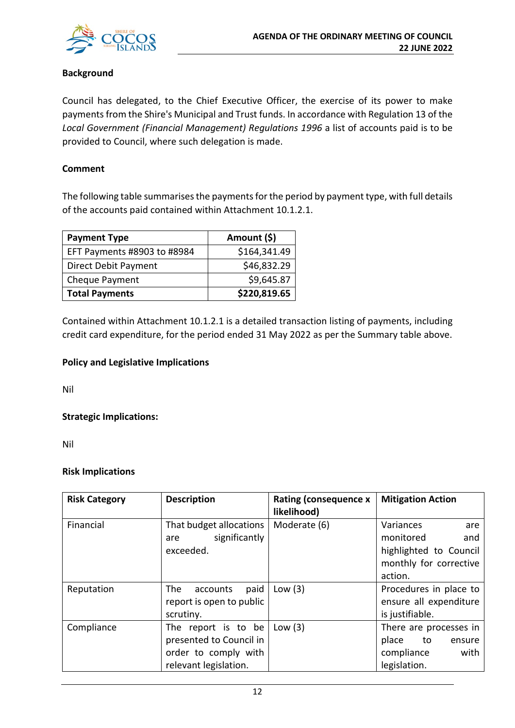**Background**

Council has delegated, to the Chief Executive Officer, the exercise of its power to make payments from the Shire's Municipal and Trust funds. In accordance with Regulation 13 of the *Local Government (Financial Management) Regulations 1996* a list of accounts paid is to be provided to Council, where such delegation is made.

**Comment**

The following table summarises the payments for the period by payment type, with full details of the accounts paid contained within Attachment 10.1.2.1.

| Payment Type | Amount ($) |
|---|---:|
| EFT Payments #8903 to #8984 | $164,341.49 |
| Direct Debit Payment | $46,832.29 |
| Cheque Payment | $9,645.87 |
| **Total Payments** | **$220,819.65** |

Contained within Attachment 10.1.2.1 is a detailed transaction listing of payments, including credit card expenditure, for the period ended 31 May 2022 as per the Summary table above.

**Policy and Legislative Implications**

Nil

**Strategic Implications:**

Nil

**Risk Implications**

| Risk Category | Description | Rating (consequence x likelihood) | Mitigation Action |
|---|---|---|---|
| Financial | That budget allocations are significantly exceeded. | Moderate (6) | Variances are monitored and highlighted to Council monthly for corrective action. |
| Reputation | The accounts paid report is open to public scrutiny. | Low (3) | Procedures in place to ensure all expenditure is justifiable. |
| Compliance | The report is to be presented to Council in order to comply with relevant legislation. | Low (3) | There are processes in place to ensure compliance with legislation. |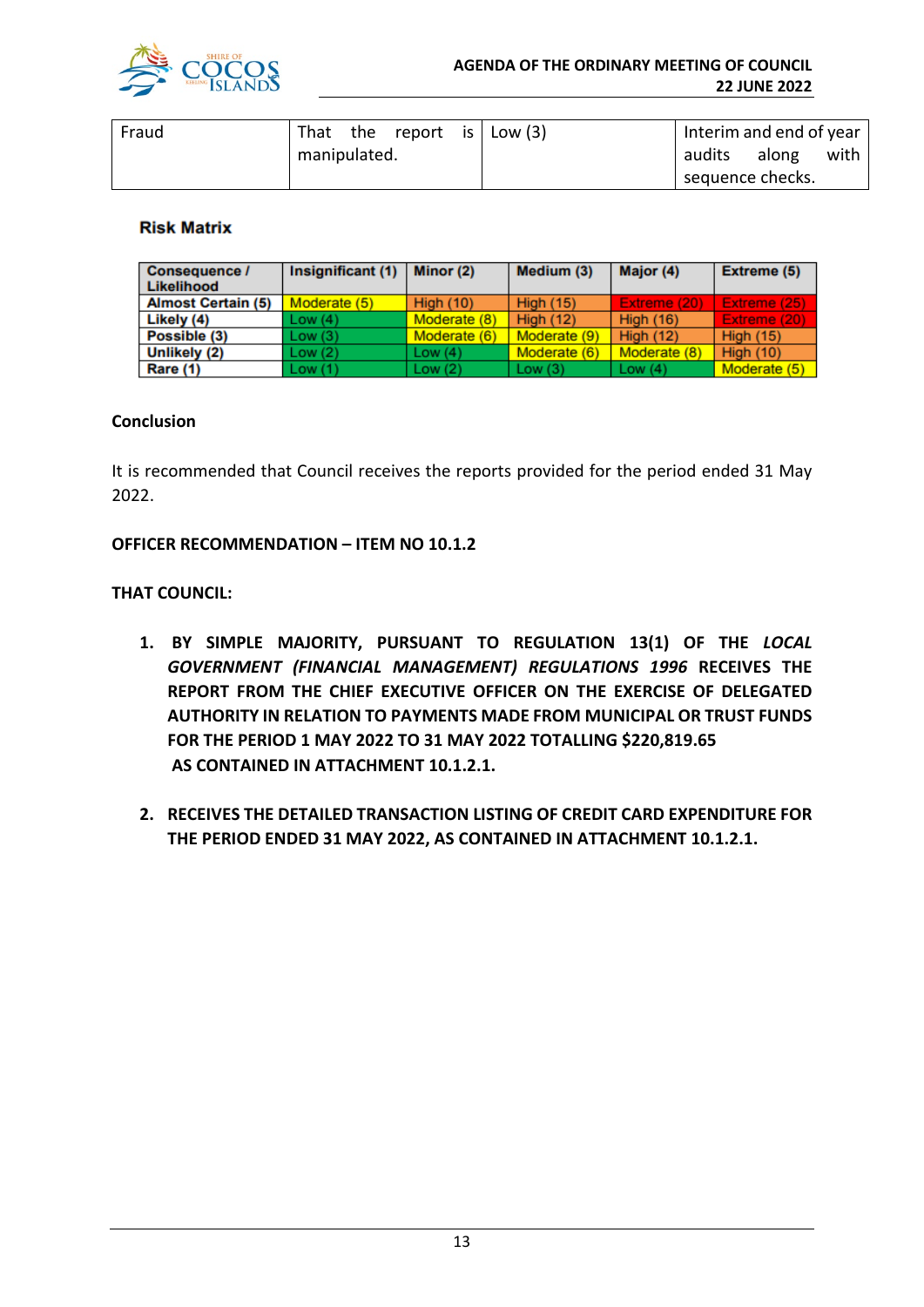| Fraud | That the report is manipulated. | Low (3) | Interim and end of year audits along with sequence checks. |
|---|---|---|---|

**Risk Matrix**

| Consequence / Likelihood | Insignificant (1) | Minor (2) | Medium (3) | Major (4) | Extreme (5) |
|---|---|---|---|---|---|
| Almost Certain (5) | Moderate (5) | High (10) | High (15) | Extreme (20) | Extreme (25) |
| Likely (4) | Low (4) | Moderate (8) | High (12) | High (16) | Extreme (20) |
| Possible (3) | Low (3) | Moderate (6) | Moderate (9) | High (12) | High (15) |
| Unlikely (2) | Low (2) | Low (4) | Moderate (6) | Moderate (8) | High (10) |
| Rare (1) | Low (1) | Low (2) | Low (3) | Low (4) | Moderate (5) |

**Conclusion**

It is recommended that Council receives the reports provided for the period ended 31 May 2022.

**OFFICER RECOMMENDATION – ITEM NO 10.1.2**

**THAT COUNCIL:**

1. **BY SIMPLE MAJORITY, PURSUANT TO REGULATION 13(1) OF THE *LOCAL GOVERNMENT (FINANCIAL MANAGEMENT) REGULATIONS 1996* RECEIVES THE REPORT FROM THE CHIEF EXECUTIVE OFFICER ON THE EXERCISE OF DELEGATED AUTHORITY IN RELATION TO PAYMENTS MADE FROM MUNICIPAL OR TRUST FUNDS FOR THE PERIOD 1 MAY 2022 TO 31 MAY 2022 TOTALLING $220,819.65 AS CONTAINED IN ATTACHMENT 10.1.2.1.**

2. **RECEIVES THE DETAILED TRANSACTION LISTING OF CREDIT CARD EXPENDITURE FOR THE PERIOD ENDED 31 MAY 2022, AS CONTAINED IN ATTACHMENT 10.1.2.1.**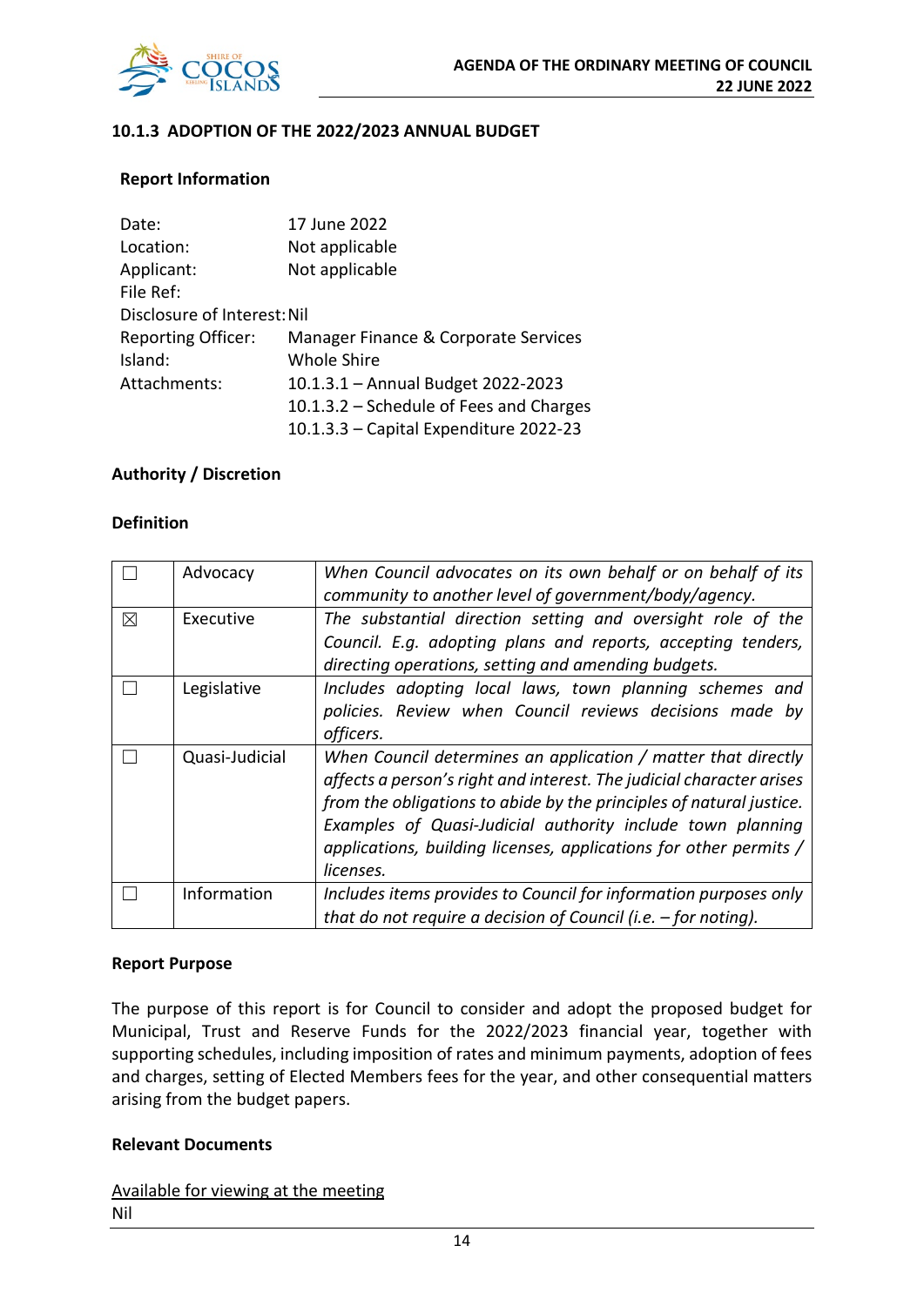## 10.1.3 ADOPTION OF THE 2022/2023 ANNUAL BUDGET

### Report Information

| | |
|---|---|
| Date: | 17 June 2022 |
| Location: | Not applicable |
| Applicant: | Not applicable |
| File Ref: | |
| Disclosure of Interest: | Nil |
| Reporting Officer: | Manager Finance & Corporate Services |
| Island: | Whole Shire |
| Attachments: | 10.1.3.1 – Annual Budget 2022-2023<br>10.1.3.2 – Schedule of Fees and Charges<br>10.1.3.3 – Capital Expenditure 2022-23 |

### Authority / Discretion

### Definition

| | | |
|---|---|---|
| ☐ | Advocacy | *When Council advocates on its own behalf or on behalf of its community to another level of government/body/agency.* |
| ☒ | Executive | *The substantial direction setting and oversight role of the Council. E.g. adopting plans and reports, accepting tenders, directing operations, setting and amending budgets.* |
| ☐ | Legislative | *Includes adopting local laws, town planning schemes and policies. Review when Council reviews decisions made by officers.* |
| ☐ | Quasi-Judicial | *When Council determines an application / matter that directly affects a person's right and interest. The judicial character arises from the obligations to abide by the principles of natural justice. Examples of Quasi-Judicial authority include town planning applications, building licenses, applications for other permits / licenses.* |
| ☐ | Information | *Includes items provides to Council for information purposes only that do not require a decision of Council (i.e. – for noting).* |

### Report Purpose

The purpose of this report is for Council to consider and adopt the proposed budget for Municipal, Trust and Reserve Funds for the 2022/2023 financial year, together with supporting schedules, including imposition of rates and minimum payments, adoption of fees and charges, setting of Elected Members fees for the year, and other consequential matters arising from the budget papers.

### Relevant Documents

<u>Available for viewing at the meeting</u>
Nil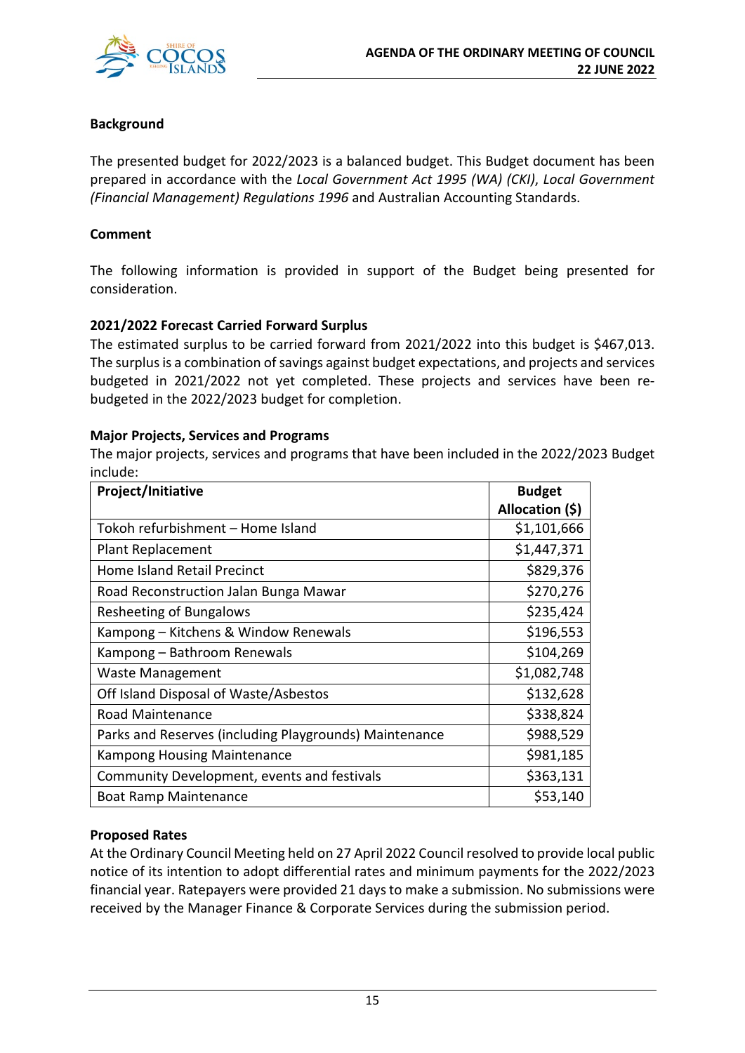**Background**

The presented budget for 2022/2023 is a balanced budget. This Budget document has been prepared in accordance with the *Local Government Act 1995 (WA) (CKI)*, *Local Government (Financial Management) Regulations 1996* and Australian Accounting Standards.

**Comment**

The following information is provided in support of the Budget being presented for consideration.

**2021/2022 Forecast Carried Forward Surplus**

The estimated surplus to be carried forward from 2021/2022 into this budget is $467,013. The surplus is a combination of savings against budget expectations, and projects and services budgeted in 2021/2022 not yet completed. These projects and services have been re-budgeted in the 2022/2023 budget for completion.

**Major Projects, Services and Programs**

The major projects, services and programs that have been included in the 2022/2023 Budget include:

| Project/Initiative | Budget Allocation ($) |
|---|---:|
| Tokoh refurbishment – Home Island | $1,101,666 |
| Plant Replacement | $1,447,371 |
| Home Island Retail Precinct | $829,376 |
| Road Reconstruction Jalan Bunga Mawar | $270,276 |
| Resheeting of Bungalows | $235,424 |
| Kampong – Kitchens & Window Renewals | $196,553 |
| Kampong – Bathroom Renewals | $104,269 |
| Waste Management | $1,082,748 |
| Off Island Disposal of Waste/Asbestos | $132,628 |
| Road Maintenance | $338,824 |
| Parks and Reserves (including Playgrounds) Maintenance | $988,529 |
| Kampong Housing Maintenance | $981,185 |
| Community Development, events and festivals | $363,131 |
| Boat Ramp Maintenance | $53,140 |

**Proposed Rates**

At the Ordinary Council Meeting held on 27 April 2022 Council resolved to provide local public notice of its intention to adopt differential rates and minimum payments for the 2022/2023 financial year. Ratepayers were provided 21 days to make a submission. No submissions were received by the Manager Finance & Corporate Services during the submission period.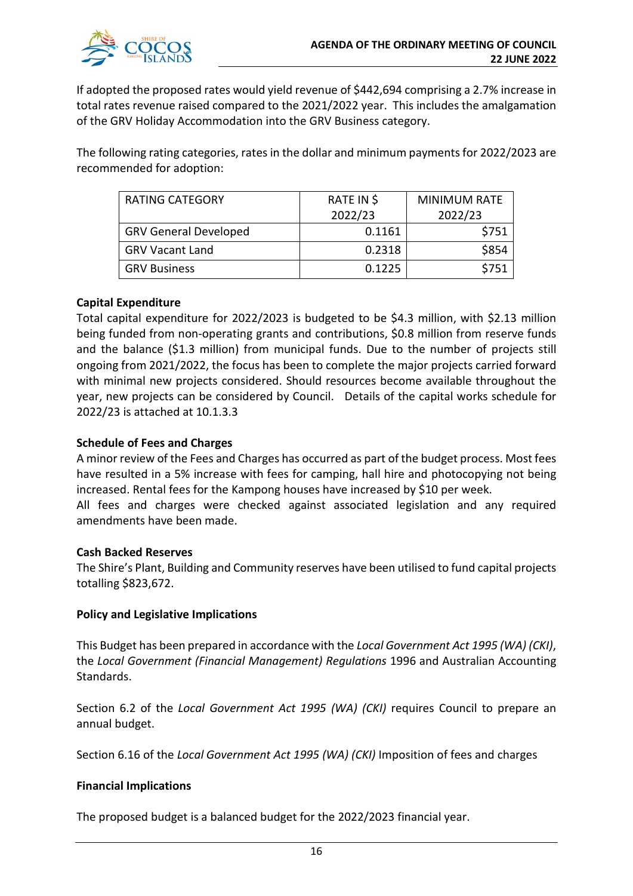If adopted the proposed rates would yield revenue of $442,694 comprising a 2.7% increase in total rates revenue raised compared to the 2021/2022 year. This includes the amalgamation of the GRV Holiday Accommodation into the GRV Business category.

The following rating categories, rates in the dollar and minimum payments for 2022/2023 are recommended for adoption:

| RATING CATEGORY | RATE IN $ 2022/23 | MINIMUM RATE 2022/23 |
|---|---|---|
| GRV General Developed | 0.1161 | $751 |
| GRV Vacant Land | 0.2318 | $854 |
| GRV Business | 0.1225 | $751 |

**Capital Expenditure**

Total capital expenditure for 2022/2023 is budgeted to be $4.3 million, with $2.13 million being funded from non-operating grants and contributions, $0.8 million from reserve funds and the balance ($1.3 million) from municipal funds. Due to the number of projects still ongoing from 2021/2022, the focus has been to complete the major projects carried forward with minimal new projects considered. Should resources become available throughout the year, new projects can be considered by Council. Details of the capital works schedule for 2022/23 is attached at 10.1.3.3

**Schedule of Fees and Charges**

A minor review of the Fees and Charges has occurred as part of the budget process. Most fees have resulted in a 5% increase with fees for camping, hall hire and photocopying not being increased. Rental fees for the Kampong houses have increased by $10 per week.
All fees and charges were checked against associated legislation and any required amendments have been made.

**Cash Backed Reserves**

The Shire's Plant, Building and Community reserves have been utilised to fund capital projects totalling $823,672.

**Policy and Legislative Implications**

This Budget has been prepared in accordance with the *Local Government Act 1995 (WA) (CKI)*, the *Local Government (Financial Management) Regulations* 1996 and Australian Accounting Standards.

Section 6.2 of the *Local Government Act 1995 (WA) (CKI)* requires Council to prepare an annual budget.

Section 6.16 of the *Local Government Act 1995 (WA) (CKI)* Imposition of fees and charges

**Financial Implications**

The proposed budget is a balanced budget for the 2022/2023 financial year.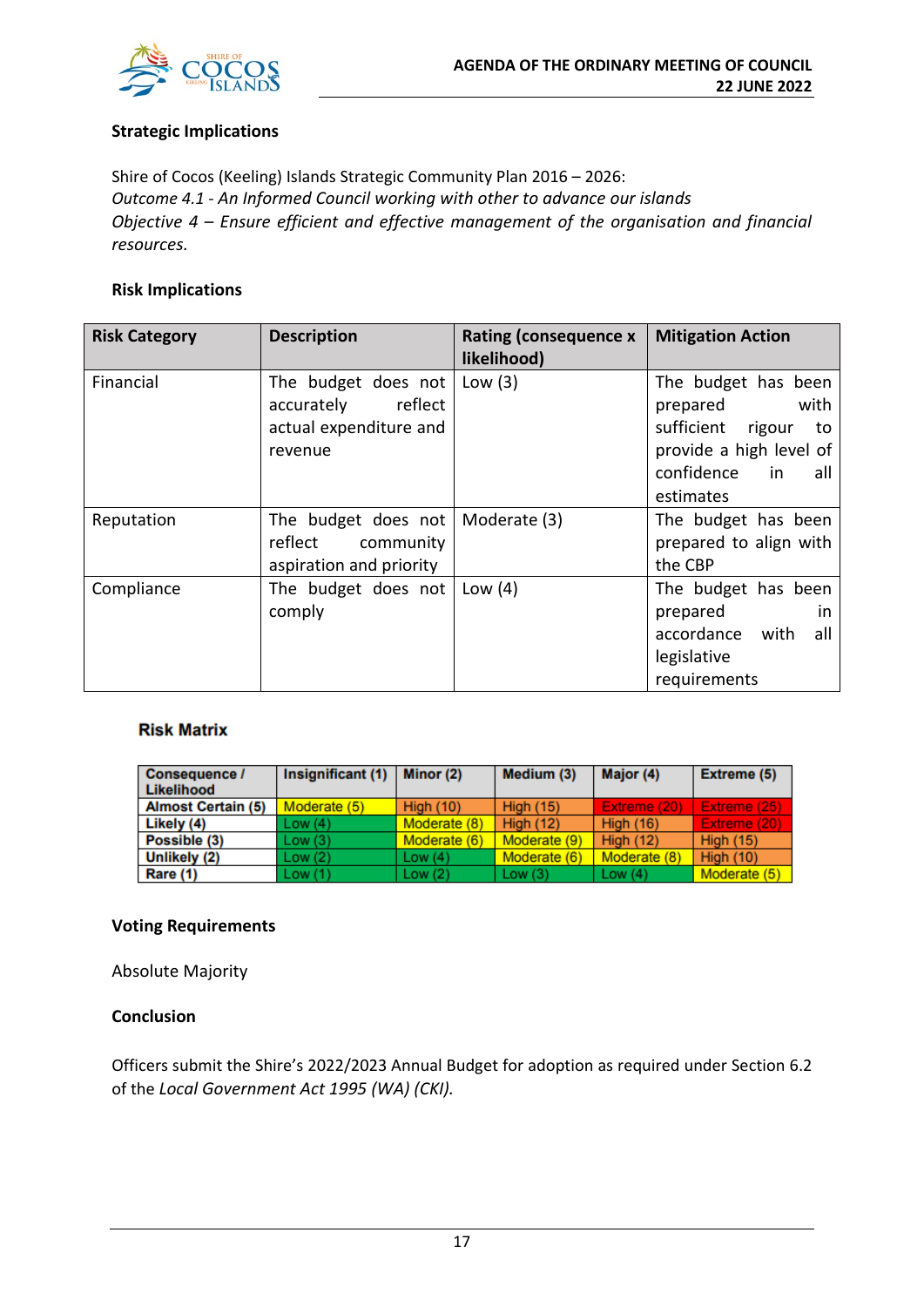**Strategic Implications**

Shire of Cocos (Keeling) Islands Strategic Community Plan 2016 – 2026:
*Outcome 4.1 - An Informed Council working with other to advance our islands*
*Objective 4 – Ensure efficient and effective management of the organisation and financial resources.*

**Risk Implications**

| Risk Category | Description | Rating (consequence x likelihood) | Mitigation Action |
|---|---|---|---|
| Financial | The budget does not accurately reflect actual expenditure and revenue | Low (3) | The budget has been prepared with sufficient rigour to provide a high level of confidence in all estimates |
| Reputation | The budget does not reflect community aspiration and priority | Moderate (3) | The budget has been prepared to align with the CBP |
| Compliance | The budget does not comply | Low (4) | The budget has been prepared in accordance with all legislative requirements |

**Risk Matrix**

| Consequence / Likelihood | Insignificant (1) | Minor (2) | Medium (3) | Major (4) | Extreme (5) |
|---|---|---|---|---|---|
| Almost Certain (5) | Moderate (5) | High (10) | High (15) | Extreme (20) | Extreme (25) |
| Likely (4) | Low (4) | Moderate (8) | High (12) | High (16) | Extreme (20) |
| Possible (3) | Low (3) | Moderate (6) | Moderate (9) | High (12) | High (15) |
| Unlikely (2) | Low (2) | Low (4) | Moderate (6) | Moderate (8) | High (10) |
| Rare (1) | Low (1) | Low (2) | Low (3) | Low (4) | Moderate (5) |

**Voting Requirements**

Absolute Majority

**Conclusion**

Officers submit the Shire's 2022/2023 Annual Budget for adoption as required under Section 6.2 of the *Local Government Act 1995 (WA) (CKI).*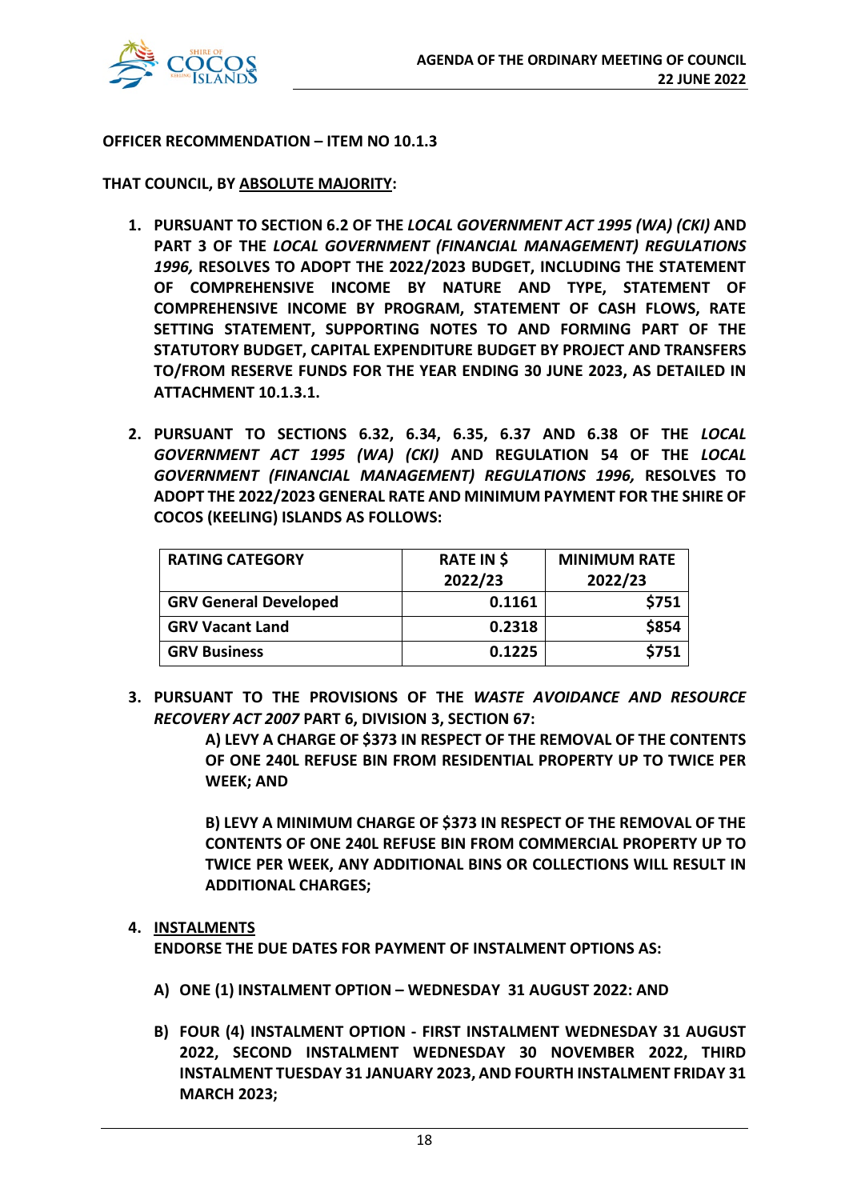**OFFICER RECOMMENDATION – ITEM NO 10.1.3**

**THAT COUNCIL, BY <u>ABSOLUTE MAJORITY</u>:**

1. **PURSUANT TO SECTION 6.2 OF THE *LOCAL GOVERNMENT ACT 1995 (WA) (CKI)* AND PART 3 OF THE *LOCAL GOVERNMENT (FINANCIAL MANAGEMENT) REGULATIONS 1996*, RESOLVES TO ADOPT THE 2022/2023 BUDGET, INCLUDING THE STATEMENT OF COMPREHENSIVE INCOME BY NATURE AND TYPE, STATEMENT OF COMPREHENSIVE INCOME BY PROGRAM, STATEMENT OF CASH FLOWS, RATE SETTING STATEMENT, SUPPORTING NOTES TO AND FORMING PART OF THE STATUTORY BUDGET, CAPITAL EXPENDITURE BUDGET BY PROJECT AND TRANSFERS TO/FROM RESERVE FUNDS FOR THE YEAR ENDING 30 JUNE 2023, AS DETAILED IN ATTACHMENT 10.1.3.1.**

2. **PURSUANT TO SECTIONS 6.32, 6.34, 6.35, 6.37 AND 6.38 OF THE *LOCAL GOVERNMENT ACT 1995 (WA) (CKI)* AND REGULATION 54 OF THE *LOCAL GOVERNMENT (FINANCIAL MANAGEMENT) REGULATIONS 1996*, RESOLVES TO ADOPT THE 2022/2023 GENERAL RATE AND MINIMUM PAYMENT FOR THE SHIRE OF COCOS (KEELING) ISLANDS AS FOLLOWS:**

| RATING CATEGORY | RATE IN $ 2022/23 | MINIMUM RATE 2022/23 |
|---|---|---|
| GRV General Developed | 0.1161 | $751 |
| GRV Vacant Land | 0.2318 | $854 |
| GRV Business | 0.1225 | $751 |

3. **PURSUANT TO THE PROVISIONS OF THE *WASTE AVOIDANCE AND RESOURCE RECOVERY ACT 2007* PART 6, DIVISION 3, SECTION 67:**

   **A) LEVY A CHARGE OF $373 IN RESPECT OF THE REMOVAL OF THE CONTENTS OF ONE 240L REFUSE BIN FROM RESIDENTIAL PROPERTY UP TO TWICE PER WEEK; AND**

   **B) LEVY A MINIMUM CHARGE OF $373 IN RESPECT OF THE REMOVAL OF THE CONTENTS OF ONE 240L REFUSE BIN FROM COMMERCIAL PROPERTY UP TO TWICE PER WEEK, ANY ADDITIONAL BINS OR COLLECTIONS WILL RESULT IN ADDITIONAL CHARGES;**

4. **<u>INSTALMENTS</u>**

   **ENDORSE THE DUE DATES FOR PAYMENT OF INSTALMENT OPTIONS AS:**

   **A) ONE (1) INSTALMENT OPTION – WEDNESDAY 31 AUGUST 2022: AND**

   **B) FOUR (4) INSTALMENT OPTION - FIRST INSTALMENT WEDNESDAY 31 AUGUST 2022, SECOND INSTALMENT WEDNESDAY 30 NOVEMBER 2022, THIRD INSTALMENT TUESDAY 31 JANUARY 2023, AND FOURTH INSTALMENT FRIDAY 31 MARCH 2023;**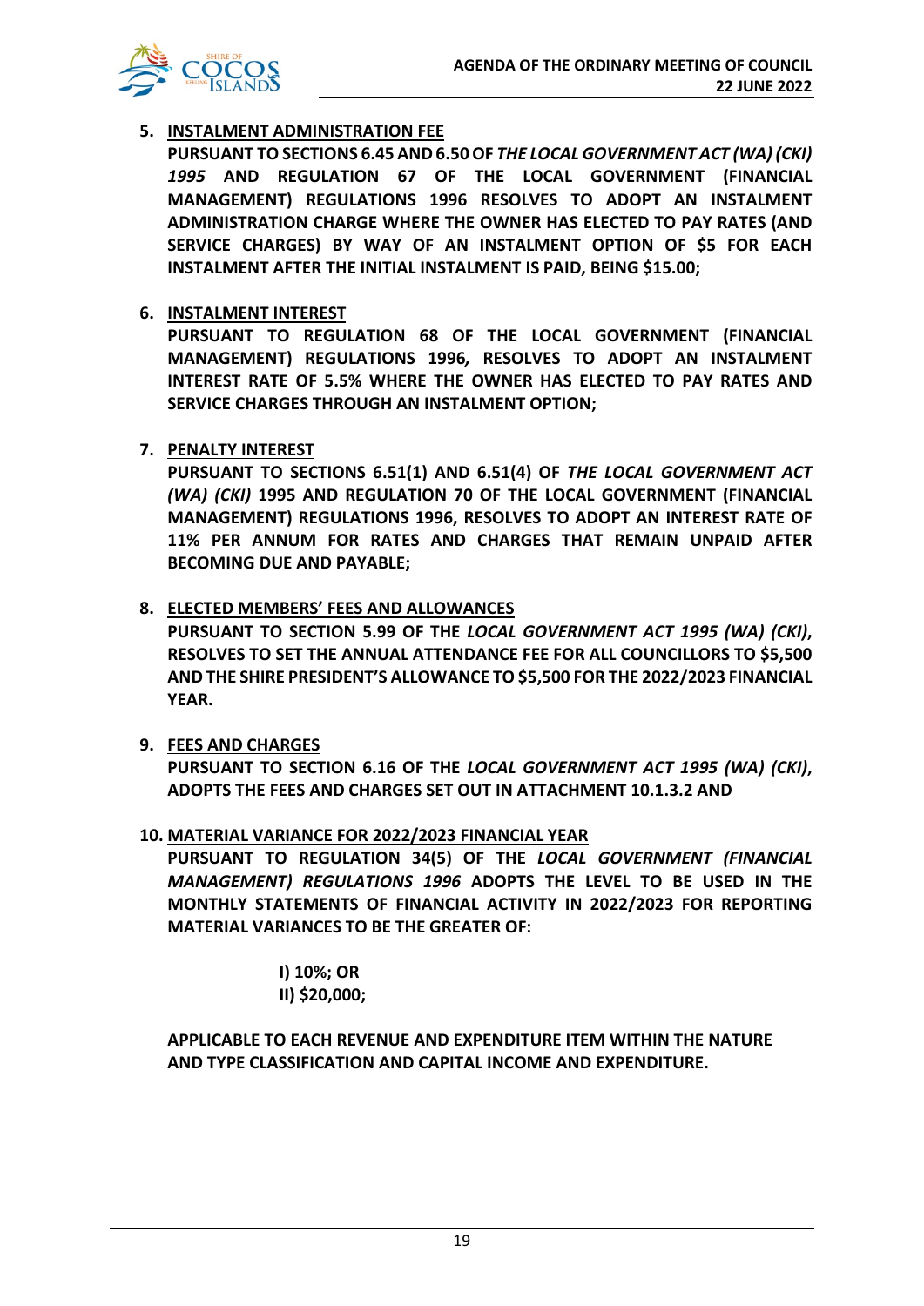5. **INSTALMENT ADMINISTRATION FEE**
   **PURSUANT TO SECTIONS 6.45 AND 6.50 OF *THE LOCAL GOVERNMENT ACT (WA) (CKI) 1995* AND REGULATION 67 OF THE LOCAL GOVERNMENT (FINANCIAL MANAGEMENT) REGULATIONS 1996 RESOLVES TO ADOPT AN INSTALMENT ADMINISTRATION CHARGE WHERE THE OWNER HAS ELECTED TO PAY RATES (AND SERVICE CHARGES) BY WAY OF AN INSTALMENT OPTION OF $5 FOR EACH INSTALMENT AFTER THE INITIAL INSTALMENT IS PAID, BEING $15.00;**

6. **INSTALMENT INTEREST**
   **PURSUANT TO REGULATION 68 OF THE LOCAL GOVERNMENT (FINANCIAL MANAGEMENT) REGULATIONS 1996*,* RESOLVES TO ADOPT AN INSTALMENT INTEREST RATE OF 5.5% WHERE THE OWNER HAS ELECTED TO PAY RATES AND SERVICE CHARGES THROUGH AN INSTALMENT OPTION;**

7. **PENALTY INTEREST**
   **PURSUANT TO SECTIONS 6.51(1) AND 6.51(4) OF *THE LOCAL GOVERNMENT ACT (WA) (CKI)* 1995 AND REGULATION 70 OF THE LOCAL GOVERNMENT (FINANCIAL MANAGEMENT) REGULATIONS 1996, RESOLVES TO ADOPT AN INTEREST RATE OF 11% PER ANNUM FOR RATES AND CHARGES THAT REMAIN UNPAID AFTER BECOMING DUE AND PAYABLE;**

8. **ELECTED MEMBERS' FEES AND ALLOWANCES**
   **PURSUANT TO SECTION 5.99 OF THE *LOCAL GOVERNMENT ACT 1995 (WA) (CKI)*, RESOLVES TO SET THE ANNUAL ATTENDANCE FEE FOR ALL COUNCILLORS TO $5,500 AND THE SHIRE PRESIDENT'S ALLOWANCE TO $5,500 FOR THE 2022/2023 FINANCIAL YEAR.**

9. **FEES AND CHARGES**
   **PURSUANT TO SECTION 6.16 OF THE *LOCAL GOVERNMENT ACT 1995 (WA) (CKI)*, ADOPTS THE FEES AND CHARGES SET OUT IN ATTACHMENT 10.1.3.2 AND**

10. **MATERIAL VARIANCE FOR 2022/2023 FINANCIAL YEAR**
    **PURSUANT TO REGULATION 34(5) OF THE *LOCAL GOVERNMENT (FINANCIAL MANAGEMENT) REGULATIONS 1996* ADOPTS THE LEVEL TO BE USED IN THE MONTHLY STATEMENTS OF FINANCIAL ACTIVITY IN 2022/2023 FOR REPORTING MATERIAL VARIANCES TO BE THE GREATER OF:**

    **I) 10%; OR**
    **II) $20,000;**

    **APPLICABLE TO EACH REVENUE AND EXPENDITURE ITEM WITHIN THE NATURE AND TYPE CLASSIFICATION AND CAPITAL INCOME AND EXPENDITURE.**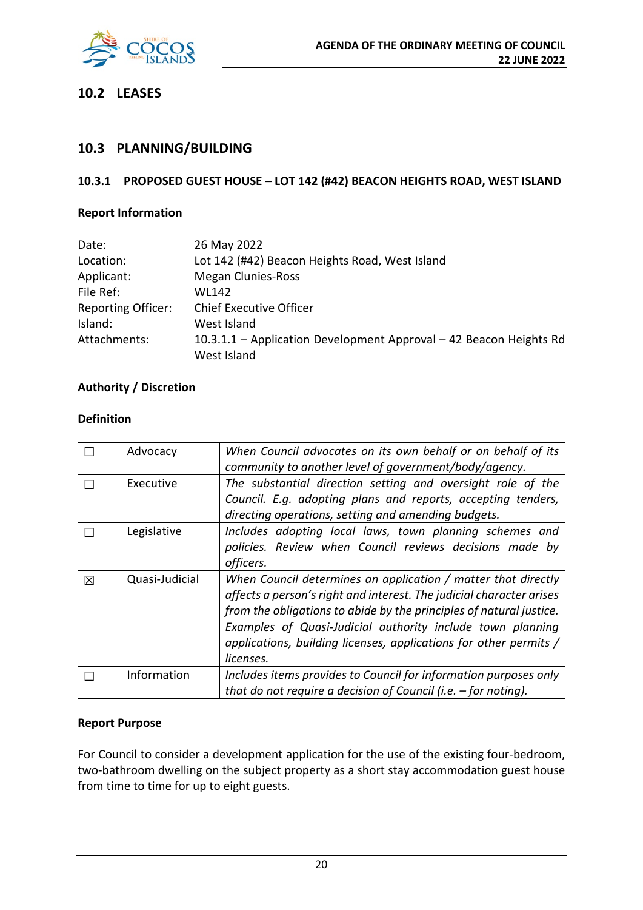## 10.2 LEASES

## 10.3 PLANNING/BUILDING

### 10.3.1 PROPOSED GUEST HOUSE – LOT 142 (#42) BEACON HEIGHTS ROAD, WEST ISLAND

**Report Information**

| | |
|---|---|
| Date: | 26 May 2022 |
| Location: | Lot 142 (#42) Beacon Heights Road, West Island |
| Applicant: | Megan Clunies-Ross |
| File Ref: | WL142 |
| Reporting Officer: | Chief Executive Officer |
| Island: | West Island |
| Attachments: | 10.3.1.1 – Application Development Approval – 42 Beacon Heights Rd West Island |

**Authority / Discretion**

**Definition**

| | | |
|---|---|---|
| ☐ | Advocacy | *When Council advocates on its own behalf or on behalf of its community to another level of government/body/agency.* |
| ☐ | Executive | *The substantial direction setting and oversight role of the Council. E.g. adopting plans and reports, accepting tenders, directing operations, setting and amending budgets.* |
| ☐ | Legislative | *Includes adopting local laws, town planning schemes and policies. Review when Council reviews decisions made by officers.* |
| ☒ | Quasi-Judicial | *When Council determines an application / matter that directly affects a person's right and interest. The judicial character arises from the obligations to abide by the principles of natural justice. Examples of Quasi-Judicial authority include town planning applications, building licenses, applications for other permits / licenses.* |
| ☐ | Information | *Includes items provides to Council for information purposes only that do not require a decision of Council (i.e. – for noting).* |

**Report Purpose**

For Council to consider a development application for the use of the existing four-bedroom, two-bathroom dwelling on the subject property as a short stay accommodation guest house from time to time for up to eight guests.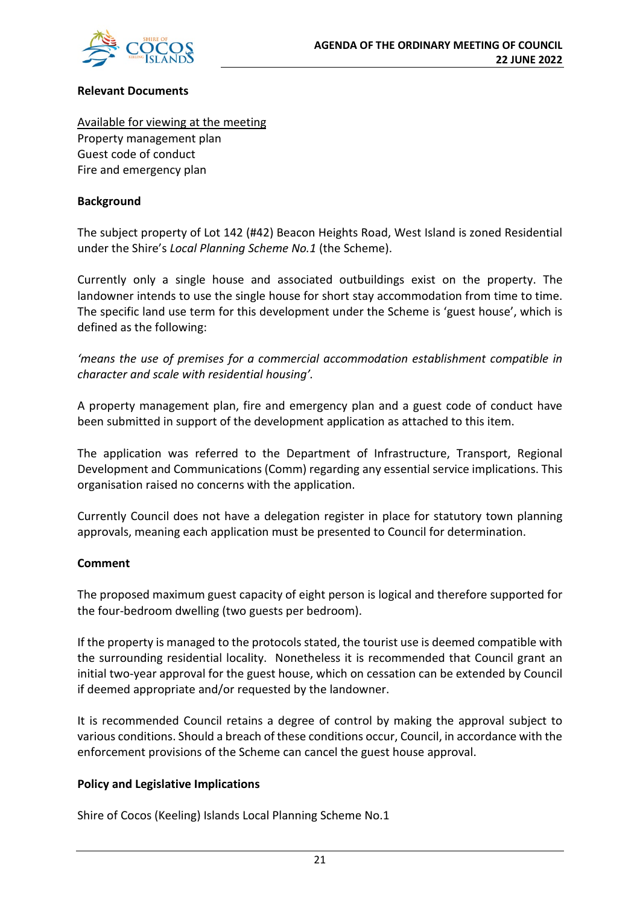**Relevant Documents**

Available for viewing at the meeting
Property management plan
Guest code of conduct
Fire and emergency plan

**Background**

The subject property of Lot 142 (#42) Beacon Heights Road, West Island is zoned Residential under the Shire's *Local Planning Scheme No.1* (the Scheme).

Currently only a single house and associated outbuildings exist on the property. The landowner intends to use the single house for short stay accommodation from time to time. The specific land use term for this development under the Scheme is 'guest house', which is defined as the following:

*'means the use of premises for a commercial accommodation establishment compatible in character and scale with residential housing'.*

A property management plan, fire and emergency plan and a guest code of conduct have been submitted in support of the development application as attached to this item.

The application was referred to the Department of Infrastructure, Transport, Regional Development and Communications (Comm) regarding any essential service implications. This organisation raised no concerns with the application.

Currently Council does not have a delegation register in place for statutory town planning approvals, meaning each application must be presented to Council for determination.

**Comment**

The proposed maximum guest capacity of eight person is logical and therefore supported for the four-bedroom dwelling (two guests per bedroom).

If the property is managed to the protocols stated, the tourist use is deemed compatible with the surrounding residential locality. Nonetheless it is recommended that Council grant an initial two-year approval for the guest house, which on cessation can be extended by Council if deemed appropriate and/or requested by the landowner.

It is recommended Council retains a degree of control by making the approval subject to various conditions. Should a breach of these conditions occur, Council, in accordance with the enforcement provisions of the Scheme can cancel the guest house approval.

**Policy and Legislative Implications**

Shire of Cocos (Keeling) Islands Local Planning Scheme No.1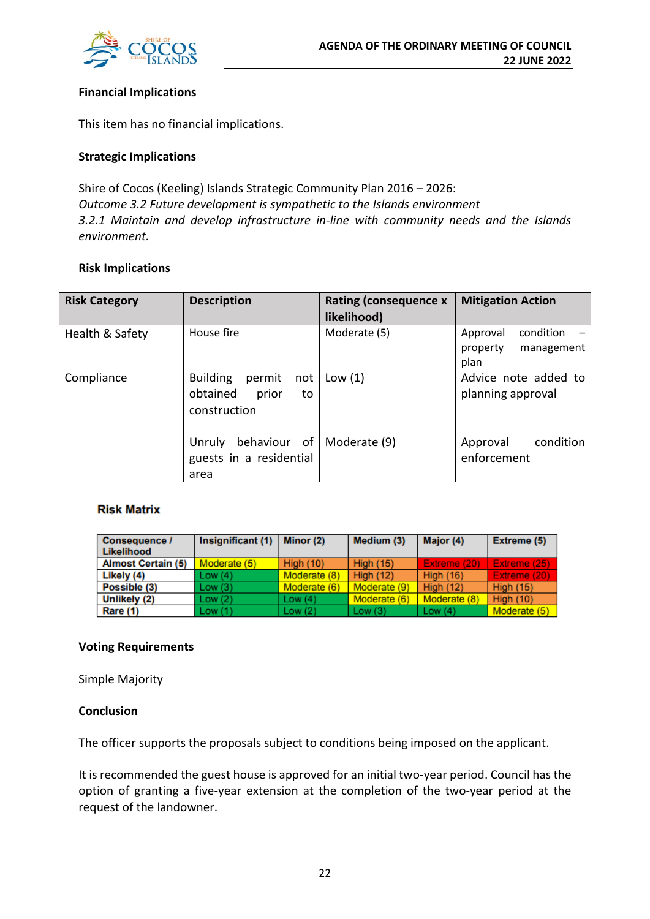**Financial Implications**

This item has no financial implications.

**Strategic Implications**

Shire of Cocos (Keeling) Islands Strategic Community Plan 2016 – 2026:
*Outcome 3.2 Future development is sympathetic to the Islands environment*
*3.2.1 Maintain and develop infrastructure in-line with community needs and the Islands environment.*

**Risk Implications**

| Risk Category | Description | Rating (consequence x likelihood) | Mitigation Action |
|---|---|---|---|
| Health & Safety | House fire | Moderate (5) | Approval condition – property management plan |
| Compliance | Building permit not obtained prior to construction | Low (1) | Advice note added to planning approval |
| | Unruly behaviour of guests in a residential area | Moderate (9) | Approval condition enforcement |

**Risk Matrix**

| Consequence / Likelihood | Insignificant (1) | Minor (2) | Medium (3) | Major (4) | Extreme (5) |
|---|---|---|---|---|---|
| Almost Certain (5) | Moderate (5) | High (10) | High (15) | Extreme (20) | Extreme (25) |
| Likely (4) | Low (4) | Moderate (8) | High (12) | High (16) | Extreme (20) |
| Possible (3) | Low (3) | Moderate (6) | Moderate (9) | High (12) | High (15) |
| Unlikely (2) | Low (2) | Low (4) | Moderate (6) | Moderate (8) | High (10) |
| Rare (1) | Low (1) | Low (2) | Low (3) | Low (4) | Moderate (5) |

**Voting Requirements**

Simple Majority

**Conclusion**

The officer supports the proposals subject to conditions being imposed on the applicant.

It is recommended the guest house is approved for an initial two-year period. Council has the option of granting a five-year extension at the completion of the two-year period at the request of the landowner.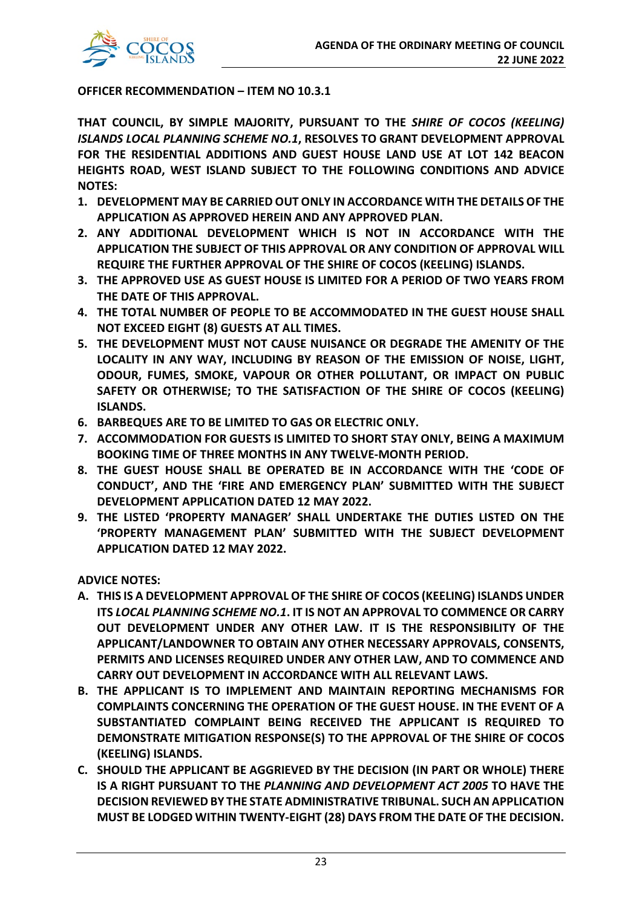**OFFICER RECOMMENDATION – ITEM NO 10.3.1**

**THAT COUNCIL, BY SIMPLE MAJORITY, PURSUANT TO THE *SHIRE OF COCOS (KEELING) ISLANDS LOCAL PLANNING SCHEME NO.1*, RESOLVES TO GRANT DEVELOPMENT APPROVAL FOR THE RESIDENTIAL ADDITIONS AND GUEST HOUSE LAND USE AT LOT 142 BEACON HEIGHTS ROAD, WEST ISLAND SUBJECT TO THE FOLLOWING CONDITIONS AND ADVICE NOTES:**

1. **DEVELOPMENT MAY BE CARRIED OUT ONLY IN ACCORDANCE WITH THE DETAILS OF THE APPLICATION AS APPROVED HEREIN AND ANY APPROVED PLAN.**
2. **ANY ADDITIONAL DEVELOPMENT WHICH IS NOT IN ACCORDANCE WITH THE APPLICATION THE SUBJECT OF THIS APPROVAL OR ANY CONDITION OF APPROVAL WILL REQUIRE THE FURTHER APPROVAL OF THE SHIRE OF COCOS (KEELING) ISLANDS.**
3. **THE APPROVED USE AS GUEST HOUSE IS LIMITED FOR A PERIOD OF TWO YEARS FROM THE DATE OF THIS APPROVAL.**
4. **THE TOTAL NUMBER OF PEOPLE TO BE ACCOMMODATED IN THE GUEST HOUSE SHALL NOT EXCEED EIGHT (8) GUESTS AT ALL TIMES.**
5. **THE DEVELOPMENT MUST NOT CAUSE NUISANCE OR DEGRADE THE AMENITY OF THE LOCALITY IN ANY WAY, INCLUDING BY REASON OF THE EMISSION OF NOISE, LIGHT, ODOUR, FUMES, SMOKE, VAPOUR OR OTHER POLLUTANT, OR IMPACT ON PUBLIC SAFETY OR OTHERWISE; TO THE SATISFACTION OF THE SHIRE OF COCOS (KEELING) ISLANDS.**
6. **BARBEQUES ARE TO BE LIMITED TO GAS OR ELECTRIC ONLY.**
7. **ACCOMMODATION FOR GUESTS IS LIMITED TO SHORT STAY ONLY, BEING A MAXIMUM BOOKING TIME OF THREE MONTHS IN ANY TWELVE-MONTH PERIOD.**
8. **THE GUEST HOUSE SHALL BE OPERATED BE IN ACCORDANCE WITH THE 'CODE OF CONDUCT', AND THE 'FIRE AND EMERGENCY PLAN' SUBMITTED WITH THE SUBJECT DEVELOPMENT APPLICATION DATED 12 MAY 2022.**
9. **THE LISTED 'PROPERTY MANAGER' SHALL UNDERTAKE THE DUTIES LISTED ON THE 'PROPERTY MANAGEMENT PLAN' SUBMITTED WITH THE SUBJECT DEVELOPMENT APPLICATION DATED 12 MAY 2022.**

**ADVICE NOTES:**

A. **THIS IS A DEVELOPMENT APPROVAL OF THE SHIRE OF COCOS (KEELING) ISLANDS UNDER ITS *LOCAL PLANNING SCHEME NO.1*. IT IS NOT AN APPROVAL TO COMMENCE OR CARRY OUT DEVELOPMENT UNDER ANY OTHER LAW. IT IS THE RESPONSIBILITY OF THE APPLICANT/LANDOWNER TO OBTAIN ANY OTHER NECESSARY APPROVALS, CONSENTS, PERMITS AND LICENSES REQUIRED UNDER ANY OTHER LAW, AND TO COMMENCE AND CARRY OUT DEVELOPMENT IN ACCORDANCE WITH ALL RELEVANT LAWS.**

B. **THE APPLICANT IS TO IMPLEMENT AND MAINTAIN REPORTING MECHANISMS FOR COMPLAINTS CONCERNING THE OPERATION OF THE GUEST HOUSE. IN THE EVENT OF A SUBSTANTIATED COMPLAINT BEING RECEIVED THE APPLICANT IS REQUIRED TO DEMONSTRATE MITIGATION RESPONSE(S) TO THE APPROVAL OF THE SHIRE OF COCOS (KEELING) ISLANDS.**

C. **SHOULD THE APPLICANT BE AGGRIEVED BY THE DECISION (IN PART OR WHOLE) THERE IS A RIGHT PURSUANT TO THE *PLANNING AND DEVELOPMENT ACT 2005* TO HAVE THE DECISION REVIEWED BY THE STATE ADMINISTRATIVE TRIBUNAL. SUCH AN APPLICATION MUST BE LODGED WITHIN TWENTY-EIGHT (28) DAYS FROM THE DATE OF THE DECISION.**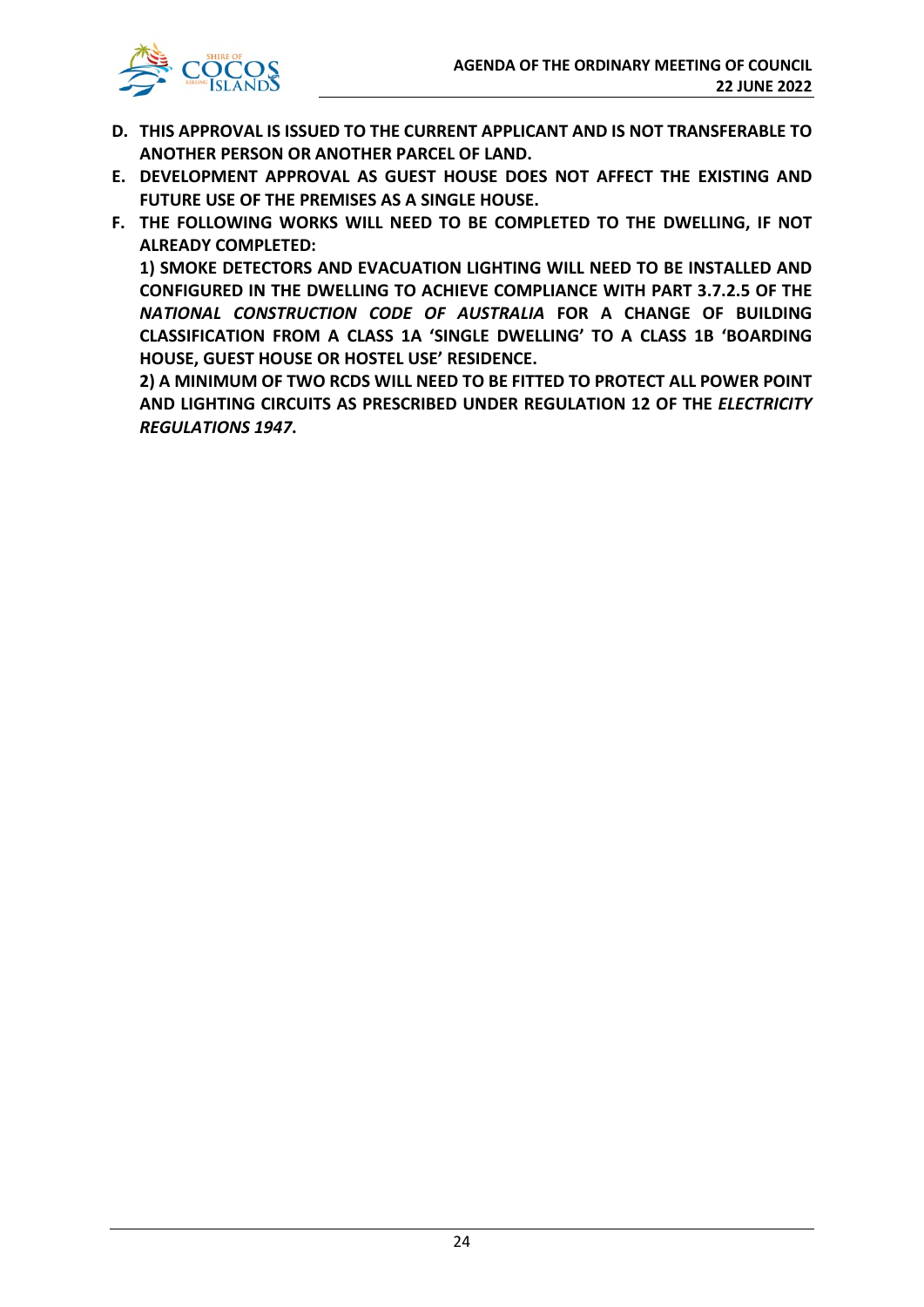**D. THIS APPROVAL IS ISSUED TO THE CURRENT APPLICANT AND IS NOT TRANSFERABLE TO ANOTHER PERSON OR ANOTHER PARCEL OF LAND.**

**E. DEVELOPMENT APPROVAL AS GUEST HOUSE DOES NOT AFFECT THE EXISTING AND FUTURE USE OF THE PREMISES AS A SINGLE HOUSE.**

**F. THE FOLLOWING WORKS WILL NEED TO BE COMPLETED TO THE DWELLING, IF NOT ALREADY COMPLETED:**

**1) SMOKE DETECTORS AND EVACUATION LIGHTING WILL NEED TO BE INSTALLED AND CONFIGURED IN THE DWELLING TO ACHIEVE COMPLIANCE WITH PART 3.7.2.5 OF THE *NATIONAL CONSTRUCTION CODE OF AUSTRALIA* FOR A CHANGE OF BUILDING CLASSIFICATION FROM A CLASS 1A 'SINGLE DWELLING' TO A CLASS 1B 'BOARDING HOUSE, GUEST HOUSE OR HOSTEL USE' RESIDENCE.**

**2) A MINIMUM OF TWO RCDS WILL NEED TO BE FITTED TO PROTECT ALL POWER POINT AND LIGHTING CIRCUITS AS PRESCRIBED UNDER REGULATION 12 OF THE *ELECTRICITY REGULATIONS 1947*.**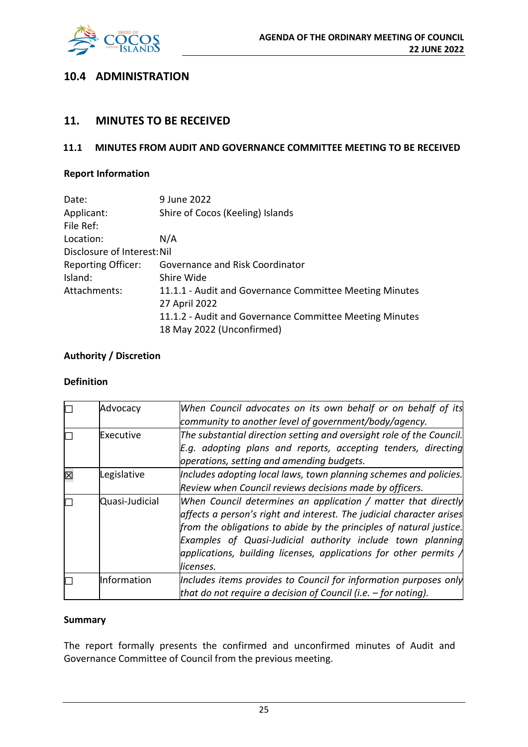## 10.4 ADMINISTRATION

## 11. MINUTES TO BE RECEIVED

### 11.1 MINUTES FROM AUDIT AND GOVERNANCE COMMITTEE MEETING TO BE RECEIVED

**Report Information**

| | |
|---|---|
| Date: | 9 June 2022 |
| Applicant: | Shire of Cocos (Keeling) Islands |
| File Ref: | |
| Location: | N/A |
| Disclosure of Interest: | Nil |
| Reporting Officer: | Governance and Risk Coordinator |
| Island: | Shire Wide |
| Attachments: | 11.1.1 - Audit and Governance Committee Meeting Minutes 27 April 2022<br>11.1.2 - Audit and Governance Committee Meeting Minutes 18 May 2022 (Unconfirmed) |

**Authority / Discretion**

**Definition**

| | | |
|---|---|---|
| ☐ | Advocacy | *When Council advocates on its own behalf or on behalf of its community to another level of government/body/agency.* |
| ☐ | Executive | *The substantial direction setting and oversight role of the Council. E.g. adopting plans and reports, accepting tenders, directing operations, setting and amending budgets.* |
| ☒ | Legislative | *Includes adopting local laws, town planning schemes and policies. Review when Council reviews decisions made by officers.* |
| ☐ | Quasi-Judicial | *When Council determines an application / matter that directly affects a person's right and interest. The judicial character arises from the obligations to abide by the principles of natural justice. Examples of Quasi-Judicial authority include town planning applications, building licenses, applications for other permits / licenses.* |
| ☐ | Information | *Includes items provides to Council for information purposes only that do not require a decision of Council (i.e. – for noting).* |

**Summary**

The report formally presents the confirmed and unconfirmed minutes of Audit and Governance Committee of Council from the previous meeting.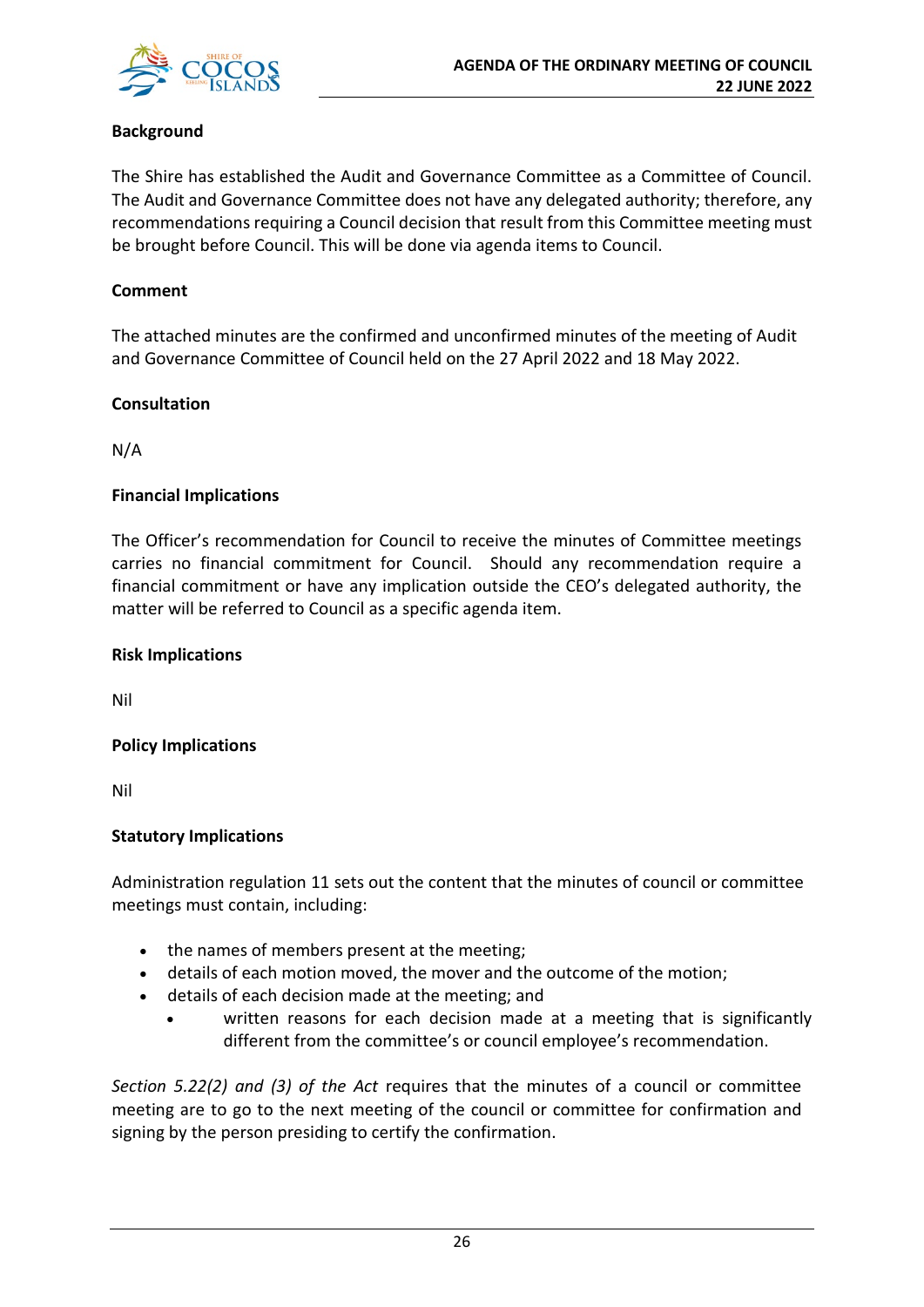**Background**

The Shire has established the Audit and Governance Committee as a Committee of Council. The Audit and Governance Committee does not have any delegated authority; therefore, any recommendations requiring a Council decision that result from this Committee meeting must be brought before Council. This will be done via agenda items to Council.

**Comment**

The attached minutes are the confirmed and unconfirmed minutes of the meeting of Audit and Governance Committee of Council held on the 27 April 2022 and 18 May 2022.

**Consultation**

N/A

**Financial Implications**

The Officer's recommendation for Council to receive the minutes of Committee meetings carries no financial commitment for Council. Should any recommendation require a financial commitment or have any implication outside the CEO's delegated authority, the matter will be referred to Council as a specific agenda item.

**Risk Implications**

Nil

**Policy Implications**

Nil

**Statutory Implications**

Administration regulation 11 sets out the content that the minutes of council or committee meetings must contain, including:

- the names of members present at the meeting;
- details of each motion moved, the mover and the outcome of the motion;
- details of each decision made at the meeting; and
    - written reasons for each decision made at a meeting that is significantly different from the committee's or council employee's recommendation.

*Section 5.22(2) and (3) of the Act* requires that the minutes of a council or committee meeting are to go to the next meeting of the council or committee for confirmation and signing by the person presiding to certify the confirmation.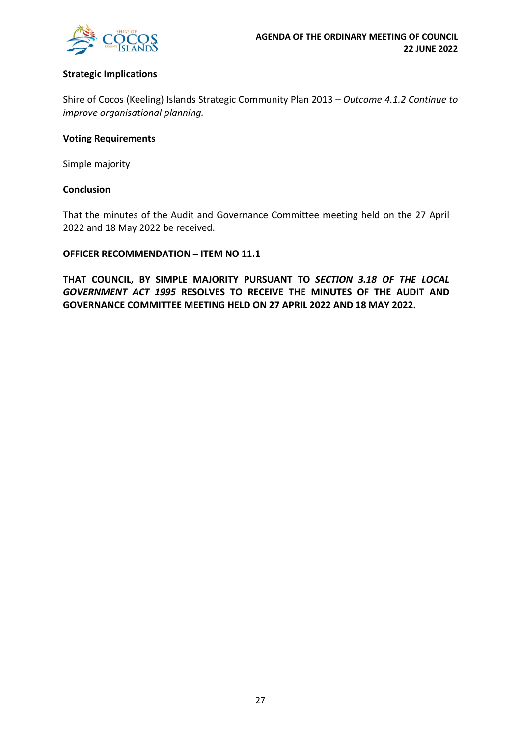**Strategic Implications**

Shire of Cocos (Keeling) Islands Strategic Community Plan 2013 – *Outcome 4.1.2 Continue to improve organisational planning.*

**Voting Requirements**

Simple majority

**Conclusion**

That the minutes of the Audit and Governance Committee meeting held on the 27 April 2022 and 18 May 2022 be received.

**OFFICER RECOMMENDATION – ITEM NO 11.1**

**THAT COUNCIL, BY SIMPLE MAJORITY PURSUANT TO *SECTION 3.18 OF THE LOCAL GOVERNMENT ACT 1995* RESOLVES TO RECEIVE THE MINUTES OF THE AUDIT AND GOVERNANCE COMMITTEE MEETING HELD ON 27 APRIL 2022 AND 18 MAY 2022.**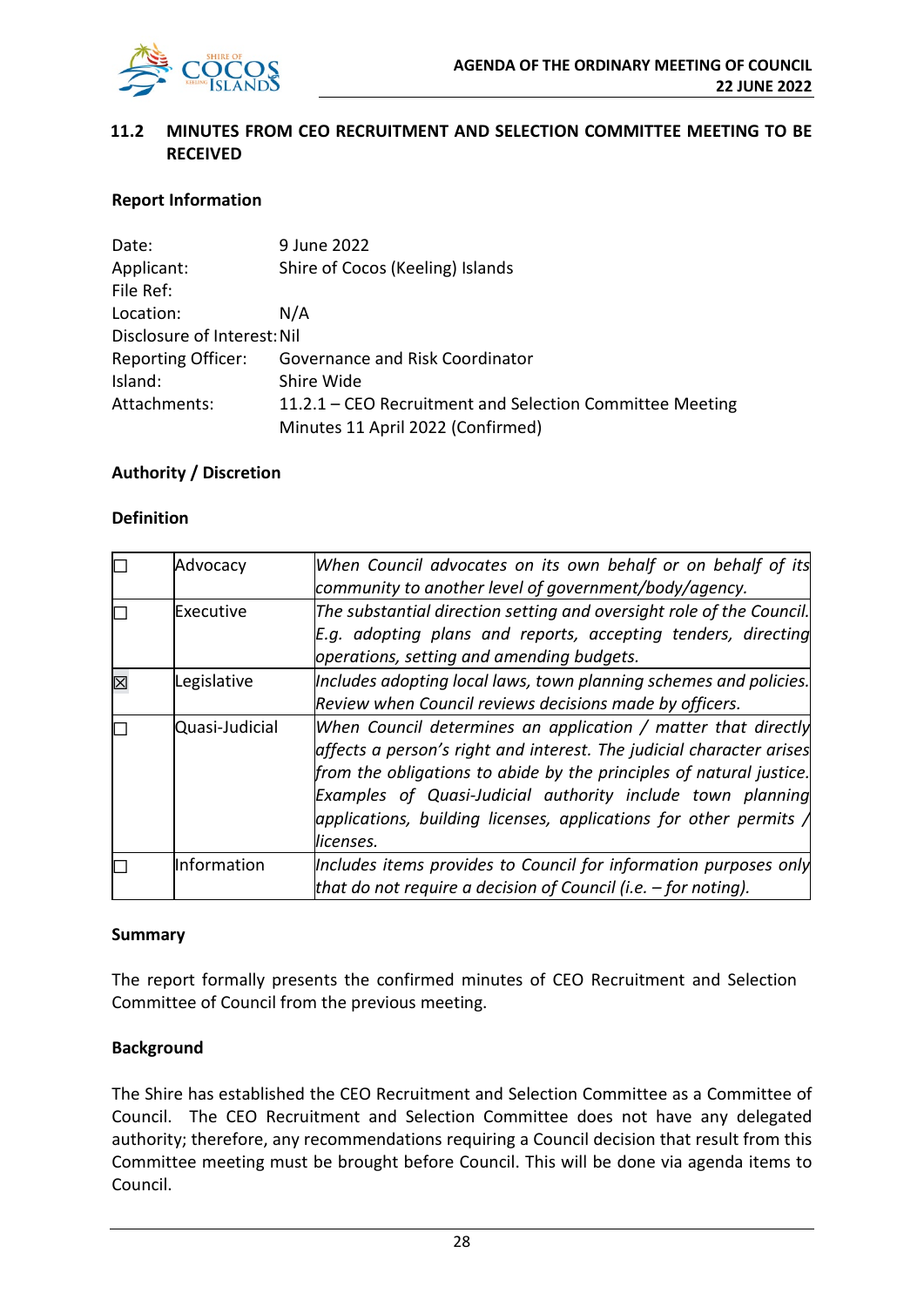## 11.2 MINUTES FROM CEO RECRUITMENT AND SELECTION COMMITTEE MEETING TO BE RECEIVED

**Report Information**

| | |
|---|---|
| Date: | 9 June 2022 |
| Applicant: | Shire of Cocos (Keeling) Islands |
| File Ref: | |
| Location: | N/A |
| Disclosure of Interest: | Nil |
| Reporting Officer: | Governance and Risk Coordinator |
| Island: | Shire Wide |
| Attachments: | 11.2.1 – CEO Recruitment and Selection Committee Meeting Minutes 11 April 2022 (Confirmed) |

**Authority / Discretion**

**Definition**

| | | |
|---|---|---|
| ☐ | Advocacy | *When Council advocates on its own behalf or on behalf of its community to another level of government/body/agency.* |
| ☐ | Executive | *The substantial direction setting and oversight role of the Council. E.g. adopting plans and reports, accepting tenders, directing operations, setting and amending budgets.* |
| ☒ | Legislative | *Includes adopting local laws, town planning schemes and policies. Review when Council reviews decisions made by officers.* |
| ☐ | Quasi-Judicial | *When Council determines an application / matter that directly affects a person's right and interest. The judicial character arises from the obligations to abide by the principles of natural justice. Examples of Quasi-Judicial authority include town planning applications, building licenses, applications for other permits / licenses.* |
| ☐ | Information | *Includes items provides to Council for information purposes only that do not require a decision of Council (i.e. – for noting).* |

**Summary**

The report formally presents the confirmed minutes of CEO Recruitment and Selection Committee of Council from the previous meeting.

**Background**

The Shire has established the CEO Recruitment and Selection Committee as a Committee of Council. The CEO Recruitment and Selection Committee does not have any delegated authority; therefore, any recommendations requiring a Council decision that result from this Committee meeting must be brought before Council. This will be done via agenda items to Council.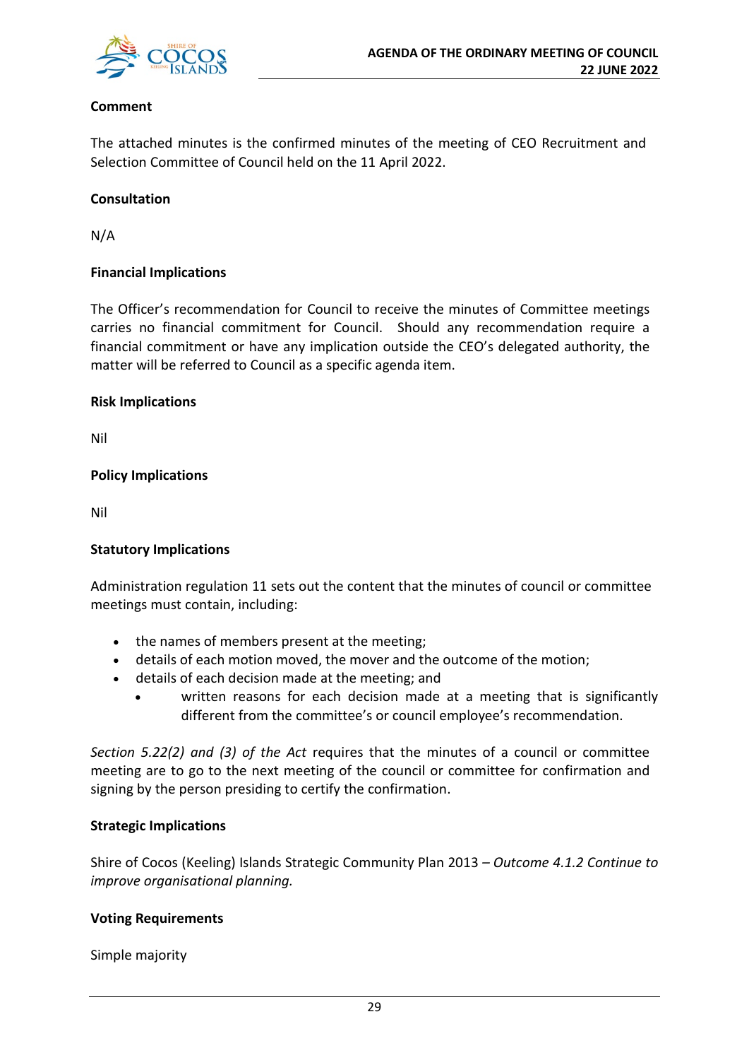**Comment**

The attached minutes is the confirmed minutes of the meeting of CEO Recruitment and Selection Committee of Council held on the 11 April 2022.

**Consultation**

N/A

**Financial Implications**

The Officer's recommendation for Council to receive the minutes of Committee meetings carries no financial commitment for Council. Should any recommendation require a financial commitment or have any implication outside the CEO's delegated authority, the matter will be referred to Council as a specific agenda item.

**Risk Implications**

Nil

**Policy Implications**

Nil

**Statutory Implications**

Administration regulation 11 sets out the content that the minutes of council or committee meetings must contain, including:

- the names of members present at the meeting;
- details of each motion moved, the mover and the outcome of the motion;
- details of each decision made at the meeting; and
    - written reasons for each decision made at a meeting that is significantly different from the committee's or council employee's recommendation.

*Section 5.22(2) and (3) of the Act* requires that the minutes of a council or committee meeting are to go to the next meeting of the council or committee for confirmation and signing by the person presiding to certify the confirmation.

**Strategic Implications**

Shire of Cocos (Keeling) Islands Strategic Community Plan 2013 – *Outcome 4.1.2 Continue to improve organisational planning.*

**Voting Requirements**

Simple majority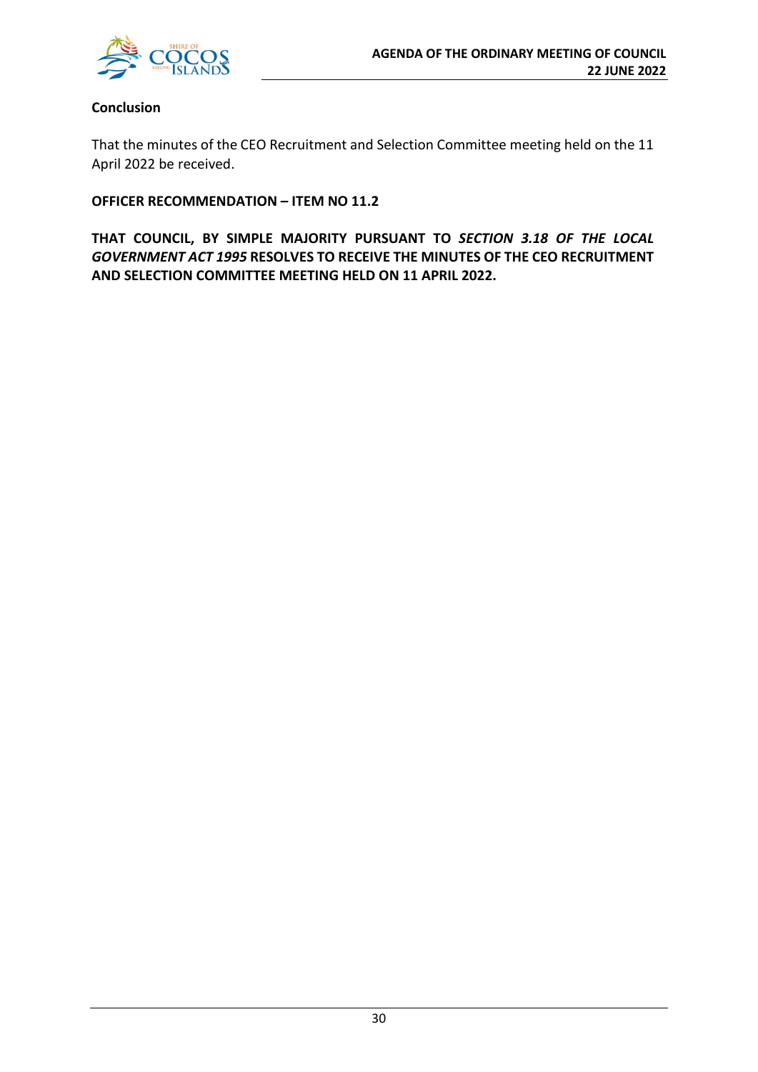**Conclusion**

That the minutes of the CEO Recruitment and Selection Committee meeting held on the 11 April 2022 be received.

**OFFICER RECOMMENDATION – ITEM NO 11.2**

**THAT COUNCIL, BY SIMPLE MAJORITY PURSUANT TO *SECTION 3.18 OF THE LOCAL GOVERNMENT ACT 1995* RESOLVES TO RECEIVE THE MINUTES OF THE CEO RECRUITMENT AND SELECTION COMMITTEE MEETING HELD ON 11 APRIL 2022.**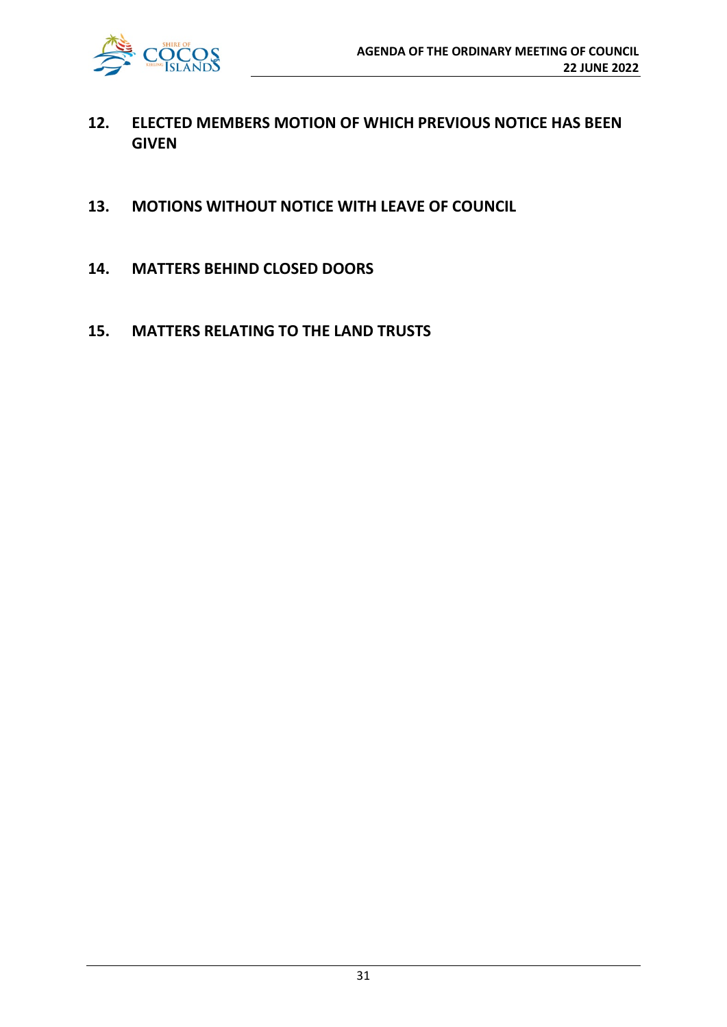## 12. ELECTED MEMBERS MOTION OF WHICH PREVIOUS NOTICE HAS BEEN GIVEN

## 13. MOTIONS WITHOUT NOTICE WITH LEAVE OF COUNCIL

## 14. MATTERS BEHIND CLOSED DOORS

## 15. MATTERS RELATING TO THE LAND TRUSTS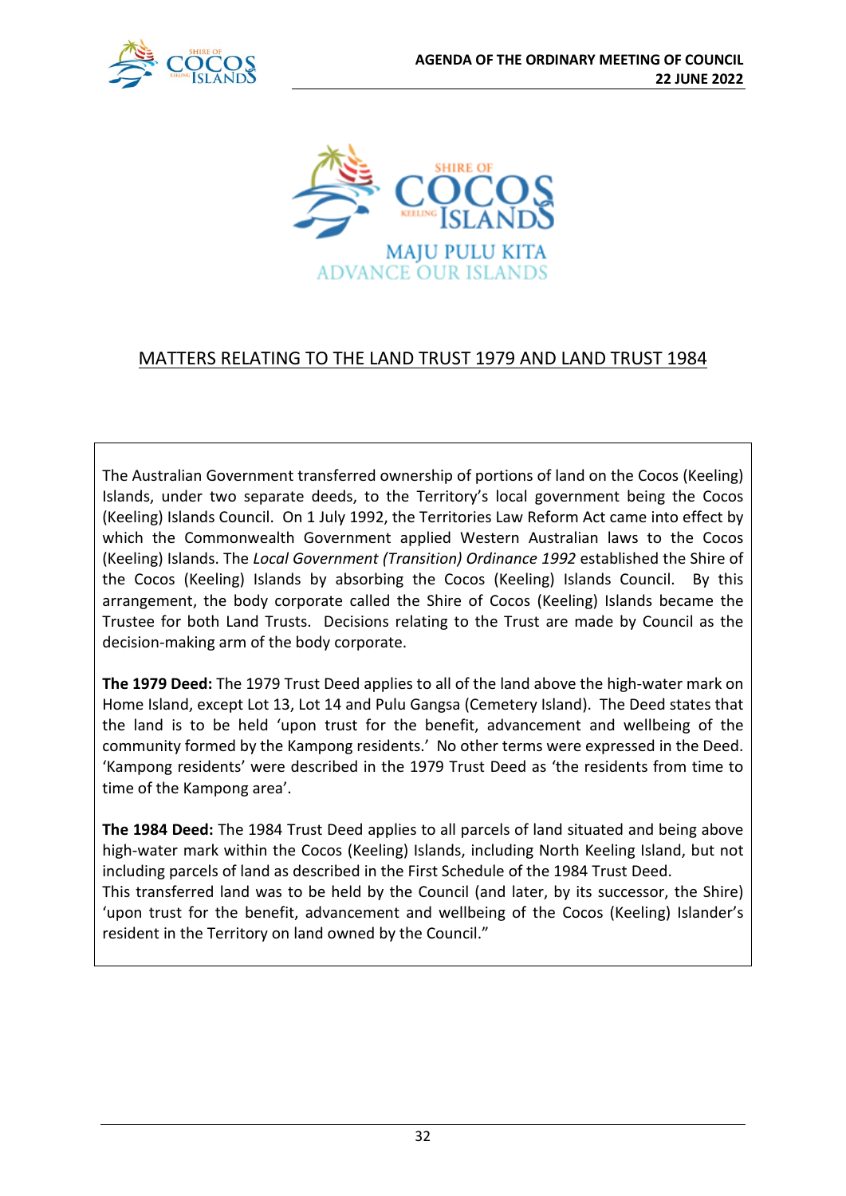MAJU PULU KITA
ADVANCE OUR ISLANDS

## MATTERS RELATING TO THE LAND TRUST 1979 AND LAND TRUST 1984

The Australian Government transferred ownership of portions of land on the Cocos (Keeling) Islands, under two separate deeds, to the Territory's local government being the Cocos (Keeling) Islands Council. On 1 July 1992, the Territories Law Reform Act came into effect by which the Commonwealth Government applied Western Australian laws to the Cocos (Keeling) Islands. The *Local Government (Transition) Ordinance 1992* established the Shire of the Cocos (Keeling) Islands by absorbing the Cocos (Keeling) Islands Council. By this arrangement, the body corporate called the Shire of Cocos (Keeling) Islands became the Trustee for both Land Trusts. Decisions relating to the Trust are made by Council as the decision-making arm of the body corporate.

**The 1979 Deed:** The 1979 Trust Deed applies to all of the land above the high-water mark on Home Island, except Lot 13, Lot 14 and Pulu Gangsa (Cemetery Island). The Deed states that the land is to be held 'upon trust for the benefit, advancement and wellbeing of the community formed by the Kampong residents.' No other terms were expressed in the Deed. 'Kampong residents' were described in the 1979 Trust Deed as 'the residents from time to time of the Kampong area'.

**The 1984 Deed:** The 1984 Trust Deed applies to all parcels of land situated and being above high-water mark within the Cocos (Keeling) Islands, including North Keeling Island, but not including parcels of land as described in the First Schedule of the 1984 Trust Deed.
This transferred land was to be held by the Council (and later, by its successor, the Shire) 'upon trust for the benefit, advancement and wellbeing of the Cocos (Keeling) Islander's resident in the Territory on land owned by the Council."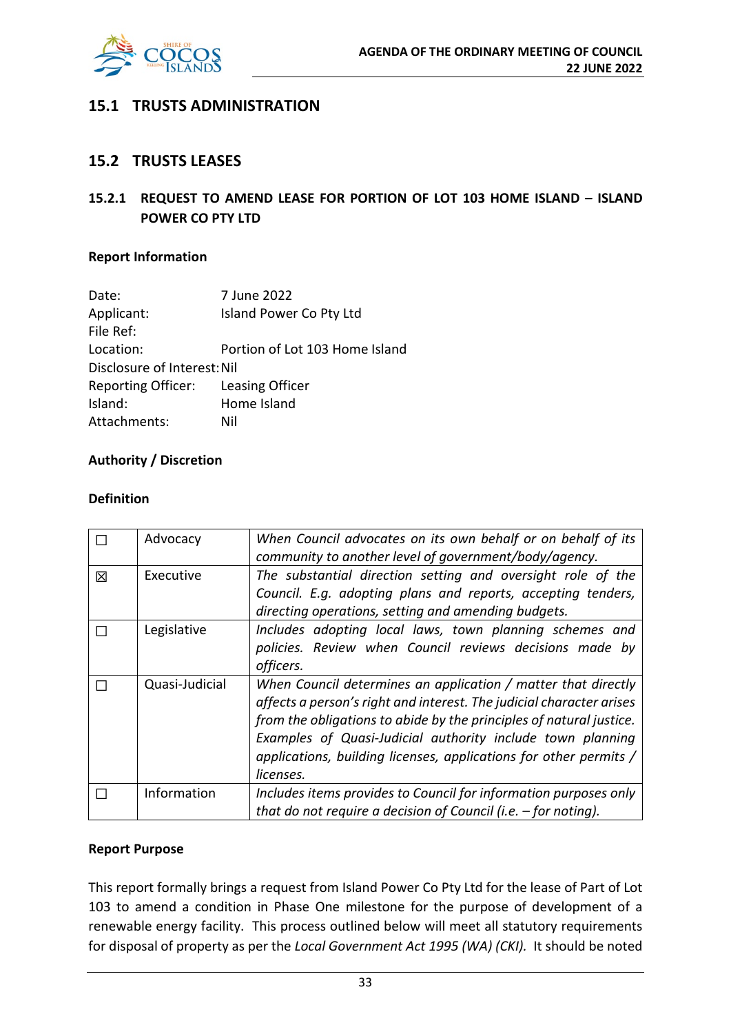## 15.1 TRUSTS ADMINISTRATION

## 15.2 TRUSTS LEASES

### 15.2.1 REQUEST TO AMEND LEASE FOR PORTION OF LOT 103 HOME ISLAND – ISLAND POWER CO PTY LTD

**Report Information**

Date: 7 June 2022
Applicant: Island Power Co Pty Ltd
File Ref:
Location: Portion of Lot 103 Home Island
Disclosure of Interest: Nil
Reporting Officer: Leasing Officer
Island: Home Island
Attachments: Nil

**Authority / Discretion**

**Definition**

| | | |
|---|---|---|
| ☐ | Advocacy | *When Council advocates on its own behalf or on behalf of its community to another level of government/body/agency.* |
| ☒ | Executive | *The substantial direction setting and oversight role of the Council. E.g. adopting plans and reports, accepting tenders, directing operations, setting and amending budgets.* |
| ☐ | Legislative | *Includes adopting local laws, town planning schemes and policies. Review when Council reviews decisions made by officers.* |
| ☐ | Quasi-Judicial | *When Council determines an application / matter that directly affects a person's right and interest. The judicial character arises from the obligations to abide by the principles of natural justice. Examples of Quasi-Judicial authority include town planning applications, building licenses, applications for other permits / licenses.* |
| ☐ | Information | *Includes items provides to Council for information purposes only that do not require a decision of Council (i.e. – for noting).* |

**Report Purpose**

This report formally brings a request from Island Power Co Pty Ltd for the lease of Part of Lot 103 to amend a condition in Phase One milestone for the purpose of development of a renewable energy facility. This process outlined below will meet all statutory requirements for disposal of property as per the *Local Government Act 1995 (WA) (CKI).* It should be noted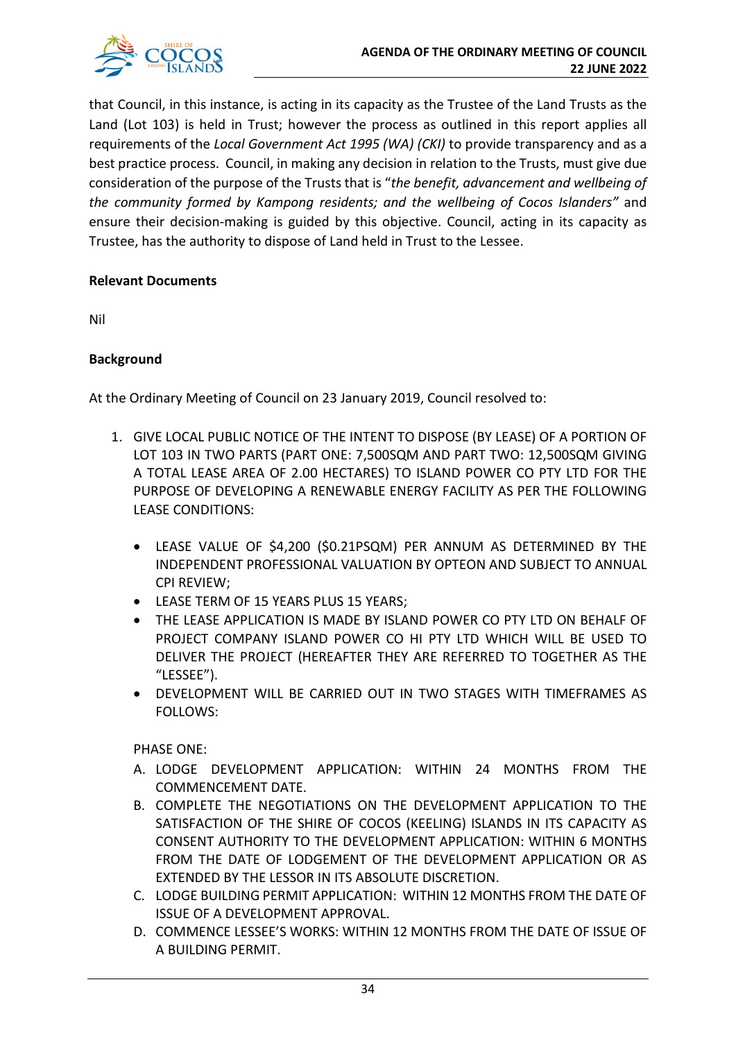that Council, in this instance, is acting in its capacity as the Trustee of the Land Trusts as the Land (Lot 103) is held in Trust; however the process as outlined in this report applies all requirements of the *Local Government Act 1995 (WA) (CKI)* to provide transparency and as a best practice process. Council, in making any decision in relation to the Trusts, must give due consideration of the purpose of the Trusts that is "*the benefit, advancement and wellbeing of the community formed by Kampong residents; and the wellbeing of Cocos Islanders"* and ensure their decision-making is guided by this objective. Council, acting in its capacity as Trustee, has the authority to dispose of Land held in Trust to the Lessee.

**Relevant Documents**

Nil

**Background**

At the Ordinary Meeting of Council on 23 January 2019, Council resolved to:

1. GIVE LOCAL PUBLIC NOTICE OF THE INTENT TO DISPOSE (BY LEASE) OF A PORTION OF LOT 103 IN TWO PARTS (PART ONE: 7,500SQM AND PART TWO: 12,500SQM GIVING A TOTAL LEASE AREA OF 2.00 HECTARES) TO ISLAND POWER CO PTY LTD FOR THE PURPOSE OF DEVELOPING A RENEWABLE ENERGY FACILITY AS PER THE FOLLOWING LEASE CONDITIONS:

   - LEASE VALUE OF $4,200 ($0.21PSQM) PER ANNUM AS DETERMINED BY THE INDEPENDENT PROFESSIONAL VALUATION BY OPTEON AND SUBJECT TO ANNUAL CPI REVIEW;
   - LEASE TERM OF 15 YEARS PLUS 15 YEARS;
   - THE LEASE APPLICATION IS MADE BY ISLAND POWER CO PTY LTD ON BEHALF OF PROJECT COMPANY ISLAND POWER CO HI PTY LTD WHICH WILL BE USED TO DELIVER THE PROJECT (HEREAFTER THEY ARE REFERRED TO TOGETHER AS THE "LESSEE").
   - DEVELOPMENT WILL BE CARRIED OUT IN TWO STAGES WITH TIMEFRAMES AS FOLLOWS:

   PHASE ONE:

   A. LODGE DEVELOPMENT APPLICATION: WITHIN 24 MONTHS FROM THE COMMENCEMENT DATE.
   B. COMPLETE THE NEGOTIATIONS ON THE DEVELOPMENT APPLICATION TO THE SATISFACTION OF THE SHIRE OF COCOS (KEELING) ISLANDS IN ITS CAPACITY AS CONSENT AUTHORITY TO THE DEVELOPMENT APPLICATION: WITHIN 6 MONTHS FROM THE DATE OF LODGEMENT OF THE DEVELOPMENT APPLICATION OR AS EXTENDED BY THE LESSOR IN ITS ABSOLUTE DISCRETION.
   C. LODGE BUILDING PERMIT APPLICATION: WITHIN 12 MONTHS FROM THE DATE OF ISSUE OF A DEVELOPMENT APPROVAL.
   D. COMMENCE LESSEE'S WORKS: WITHIN 12 MONTHS FROM THE DATE OF ISSUE OF A BUILDING PERMIT.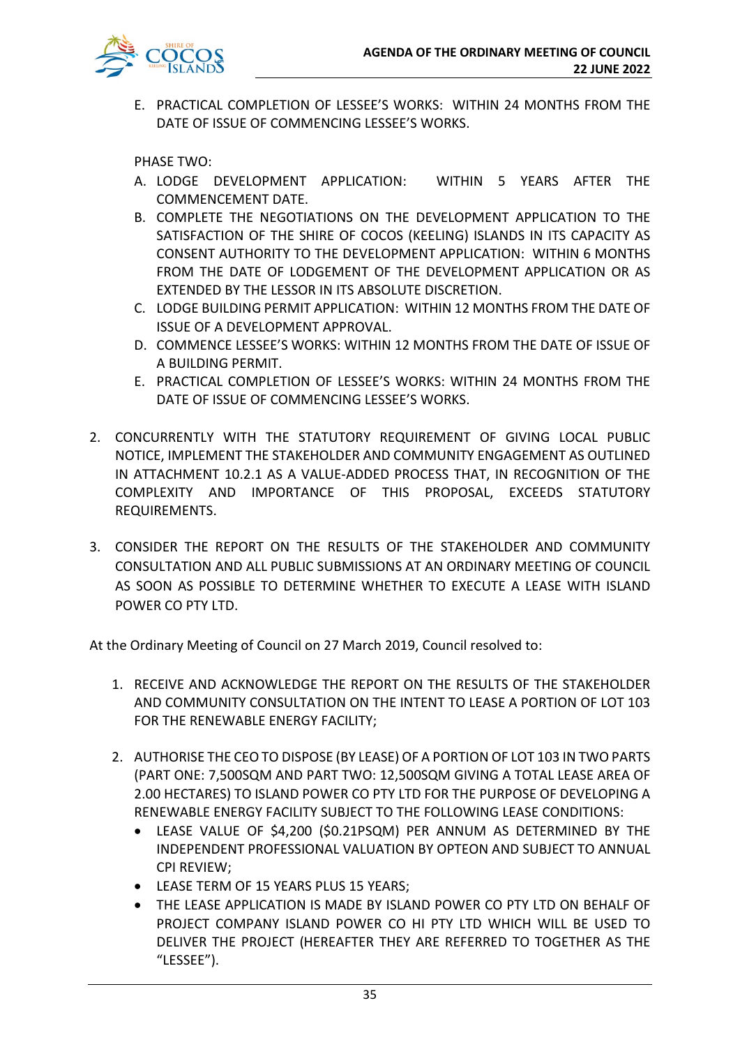E. PRACTICAL COMPLETION OF LESSEE'S WORKS: WITHIN 24 MONTHS FROM THE DATE OF ISSUE OF COMMENCING LESSEE'S WORKS.

PHASE TWO:

A. LODGE DEVELOPMENT APPLICATION: WITHIN 5 YEARS AFTER THE COMMENCEMENT DATE.
B. COMPLETE THE NEGOTIATIONS ON THE DEVELOPMENT APPLICATION TO THE SATISFACTION OF THE SHIRE OF COCOS (KEELING) ISLANDS IN ITS CAPACITY AS CONSENT AUTHORITY TO THE DEVELOPMENT APPLICATION: WITHIN 6 MONTHS FROM THE DATE OF LODGEMENT OF THE DEVELOPMENT APPLICATION OR AS EXTENDED BY THE LESSOR IN ITS ABSOLUTE DISCRETION.
C. LODGE BUILDING PERMIT APPLICATION: WITHIN 12 MONTHS FROM THE DATE OF ISSUE OF A DEVELOPMENT APPROVAL.
D. COMMENCE LESSEE'S WORKS: WITHIN 12 MONTHS FROM THE DATE OF ISSUE OF A BUILDING PERMIT.
E. PRACTICAL COMPLETION OF LESSEE'S WORKS: WITHIN 24 MONTHS FROM THE DATE OF ISSUE OF COMMENCING LESSEE'S WORKS.

2. CONCURRENTLY WITH THE STATUTORY REQUIREMENT OF GIVING LOCAL PUBLIC NOTICE, IMPLEMENT THE STAKEHOLDER AND COMMUNITY ENGAGEMENT AS OUTLINED IN ATTACHMENT 10.2.1 AS A VALUE-ADDED PROCESS THAT, IN RECOGNITION OF THE COMPLEXITY AND IMPORTANCE OF THIS PROPOSAL, EXCEEDS STATUTORY REQUIREMENTS.

3. CONSIDER THE REPORT ON THE RESULTS OF THE STAKEHOLDER AND COMMUNITY CONSULTATION AND ALL PUBLIC SUBMISSIONS AT AN ORDINARY MEETING OF COUNCIL AS SOON AS POSSIBLE TO DETERMINE WHETHER TO EXECUTE A LEASE WITH ISLAND POWER CO PTY LTD.

At the Ordinary Meeting of Council on 27 March 2019, Council resolved to:

1. RECEIVE AND ACKNOWLEDGE THE REPORT ON THE RESULTS OF THE STAKEHOLDER AND COMMUNITY CONSULTATION ON THE INTENT TO LEASE A PORTION OF LOT 103 FOR THE RENEWABLE ENERGY FACILITY;

2. AUTHORISE THE CEO TO DISPOSE (BY LEASE) OF A PORTION OF LOT 103 IN TWO PARTS (PART ONE: 7,500SQM AND PART TWO: 12,500SQM GIVING A TOTAL LEASE AREA OF 2.00 HECTARES) TO ISLAND POWER CO PTY LTD FOR THE PURPOSE OF DEVELOPING A RENEWABLE ENERGY FACILITY SUBJECT TO THE FOLLOWING LEASE CONDITIONS:
   - LEASE VALUE OF $4,200 ($0.21PSQM) PER ANNUM AS DETERMINED BY THE INDEPENDENT PROFESSIONAL VALUATION BY OPTEON AND SUBJECT TO ANNUAL CPI REVIEW;
   - LEASE TERM OF 15 YEARS PLUS 15 YEARS;
   - THE LEASE APPLICATION IS MADE BY ISLAND POWER CO PTY LTD ON BEHALF OF PROJECT COMPANY ISLAND POWER CO HI PTY LTD WHICH WILL BE USED TO DELIVER THE PROJECT (HEREAFTER THEY ARE REFERRED TO TOGETHER AS THE "LESSEE").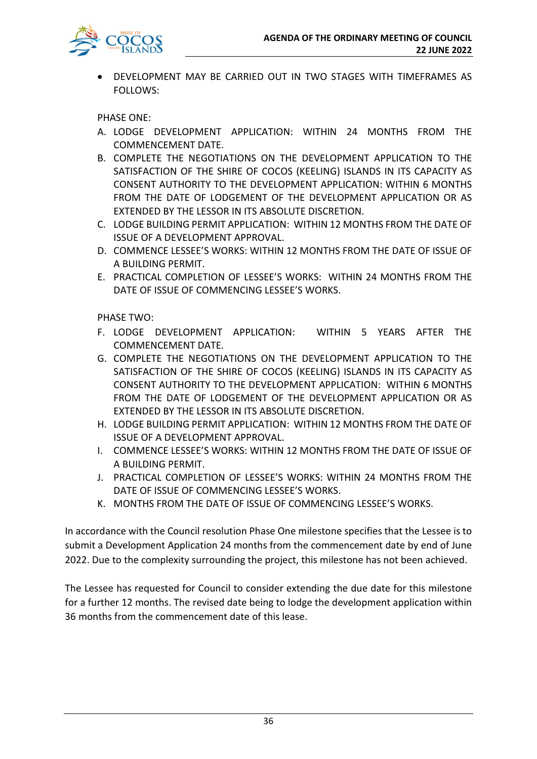- DEVELOPMENT MAY BE CARRIED OUT IN TWO STAGES WITH TIMEFRAMES AS FOLLOWS:

PHASE ONE:

A. LODGE DEVELOPMENT APPLICATION: WITHIN 24 MONTHS FROM THE COMMENCEMENT DATE.
B. COMPLETE THE NEGOTIATIONS ON THE DEVELOPMENT APPLICATION TO THE SATISFACTION OF THE SHIRE OF COCOS (KEELING) ISLANDS IN ITS CAPACITY AS CONSENT AUTHORITY TO THE DEVELOPMENT APPLICATION: WITHIN 6 MONTHS FROM THE DATE OF LODGEMENT OF THE DEVELOPMENT APPLICATION OR AS EXTENDED BY THE LESSOR IN ITS ABSOLUTE DISCRETION.
C. LODGE BUILDING PERMIT APPLICATION: WITHIN 12 MONTHS FROM THE DATE OF ISSUE OF A DEVELOPMENT APPROVAL.
D. COMMENCE LESSEE'S WORKS: WITHIN 12 MONTHS FROM THE DATE OF ISSUE OF A BUILDING PERMIT.
E. PRACTICAL COMPLETION OF LESSEE'S WORKS: WITHIN 24 MONTHS FROM THE DATE OF ISSUE OF COMMENCING LESSEE'S WORKS.

PHASE TWO:

F. LODGE DEVELOPMENT APPLICATION: WITHIN 5 YEARS AFTER THE COMMENCEMENT DATE.
G. COMPLETE THE NEGOTIATIONS ON THE DEVELOPMENT APPLICATION TO THE SATISFACTION OF THE SHIRE OF COCOS (KEELING) ISLANDS IN ITS CAPACITY AS CONSENT AUTHORITY TO THE DEVELOPMENT APPLICATION: WITHIN 6 MONTHS FROM THE DATE OF LODGEMENT OF THE DEVELOPMENT APPLICATION OR AS EXTENDED BY THE LESSOR IN ITS ABSOLUTE DISCRETION.
H. LODGE BUILDING PERMIT APPLICATION: WITHIN 12 MONTHS FROM THE DATE OF ISSUE OF A DEVELOPMENT APPROVAL.
I. COMMENCE LESSEE'S WORKS: WITHIN 12 MONTHS FROM THE DATE OF ISSUE OF A BUILDING PERMIT.
J. PRACTICAL COMPLETION OF LESSEE'S WORKS: WITHIN 24 MONTHS FROM THE DATE OF ISSUE OF COMMENCING LESSEE'S WORKS.
K. MONTHS FROM THE DATE OF ISSUE OF COMMENCING LESSEE'S WORKS.

In accordance with the Council resolution Phase One milestone specifies that the Lessee is to submit a Development Application 24 months from the commencement date by end of June 2022. Due to the complexity surrounding the project, this milestone has not been achieved.

The Lessee has requested for Council to consider extending the due date for this milestone for a further 12 months. The revised date being to lodge the development application within 36 months from the commencement date of this lease.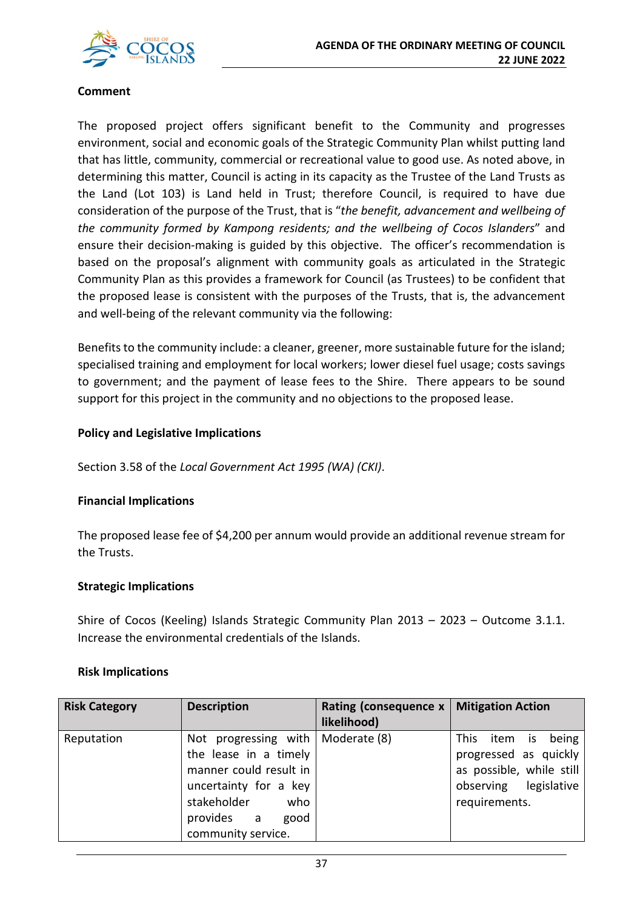**Comment**

The proposed project offers significant benefit to the Community and progresses environment, social and economic goals of the Strategic Community Plan whilst putting land that has little, community, commercial or recreational value to good use. As noted above, in determining this matter, Council is acting in its capacity as the Trustee of the Land Trusts as the Land (Lot 103) is Land held in Trust; therefore Council, is required to have due consideration of the purpose of the Trust, that is "*the benefit, advancement and wellbeing of the community formed by Kampong residents; and the wellbeing of Cocos Islanders*" and ensure their decision-making is guided by this objective. The officer's recommendation is based on the proposal's alignment with community goals as articulated in the Strategic Community Plan as this provides a framework for Council (as Trustees) to be confident that the proposed lease is consistent with the purposes of the Trusts, that is, the advancement and well-being of the relevant community via the following:

Benefits to the community include: a cleaner, greener, more sustainable future for the island; specialised training and employment for local workers; lower diesel fuel usage; costs savings to government; and the payment of lease fees to the Shire. There appears to be sound support for this project in the community and no objections to the proposed lease.

**Policy and Legislative Implications**

Section 3.58 of the *Local Government Act 1995 (WA) (CKI)*.

**Financial Implications**

The proposed lease fee of $4,200 per annum would provide an additional revenue stream for the Trusts.

**Strategic Implications**

Shire of Cocos (Keeling) Islands Strategic Community Plan 2013 – 2023 – Outcome 3.1.1. Increase the environmental credentials of the Islands.

**Risk Implications**

| Risk Category | Description | Rating (consequence x likelihood) | Mitigation Action |
|---|---|---|---|
| Reputation | Not progressing with the lease in a timely manner could result in uncertainty for a key stakeholder who provides a good community service. | Moderate (8) | This item is being progressed as quickly as possible, while still observing legislative requirements. |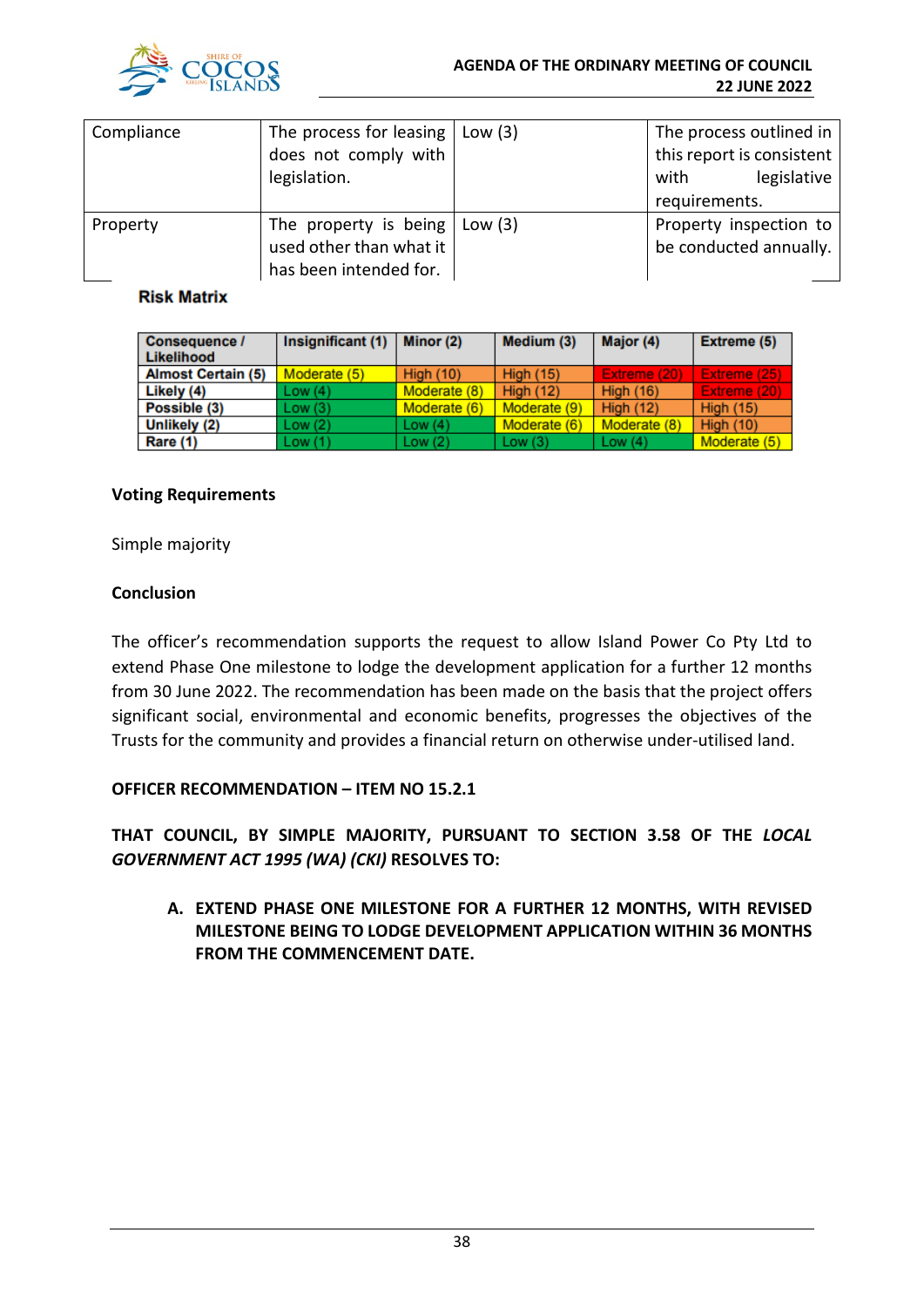| Compliance | The process for leasing does not comply with legislation. | Low (3) | The process outlined in this report is consistent with legislative requirements. |
|---|---|---|---|
| Property | The property is being used other than what it has been intended for. | Low (3) | Property inspection to be conducted annually. |

**Risk Matrix**

| Consequence / Likelihood | Insignificant (1) | Minor (2) | Medium (3) | Major (4) | Extreme (5) |
|---|---|---|---|---|---|
| Almost Certain (5) | Moderate (5) | High (10) | High (15) | Extreme (20) | Extreme (25) |
| Likely (4) | Low (4) | Moderate (8) | High (12) | High (16) | Extreme (20) |
| Possible (3) | Low (3) | Moderate (6) | Moderate (9) | High (12) | High (15) |
| Unlikely (2) | Low (2) | Low (4) | Moderate (6) | Moderate (8) | High (10) |
| Rare (1) | Low (1) | Low (2) | Low (3) | Low (4) | Moderate (5) |

**Voting Requirements**

Simple majority

**Conclusion**

The officer's recommendation supports the request to allow Island Power Co Pty Ltd to extend Phase One milestone to lodge the development application for a further 12 months from 30 June 2022. The recommendation has been made on the basis that the project offers significant social, environmental and economic benefits, progresses the objectives of the Trusts for the community and provides a financial return on otherwise under-utilised land.

**OFFICER RECOMMENDATION – ITEM NO 15.2.1**

**THAT COUNCIL, BY SIMPLE MAJORITY, PURSUANT TO SECTION 3.58 OF THE *LOCAL GOVERNMENT ACT 1995 (WA) (CKI)* RESOLVES TO:**

**A. EXTEND PHASE ONE MILESTONE FOR A FURTHER 12 MONTHS, WITH REVISED MILESTONE BEING TO LODGE DEVELOPMENT APPLICATION WITHIN 36 MONTHS FROM THE COMMENCEMENT DATE.**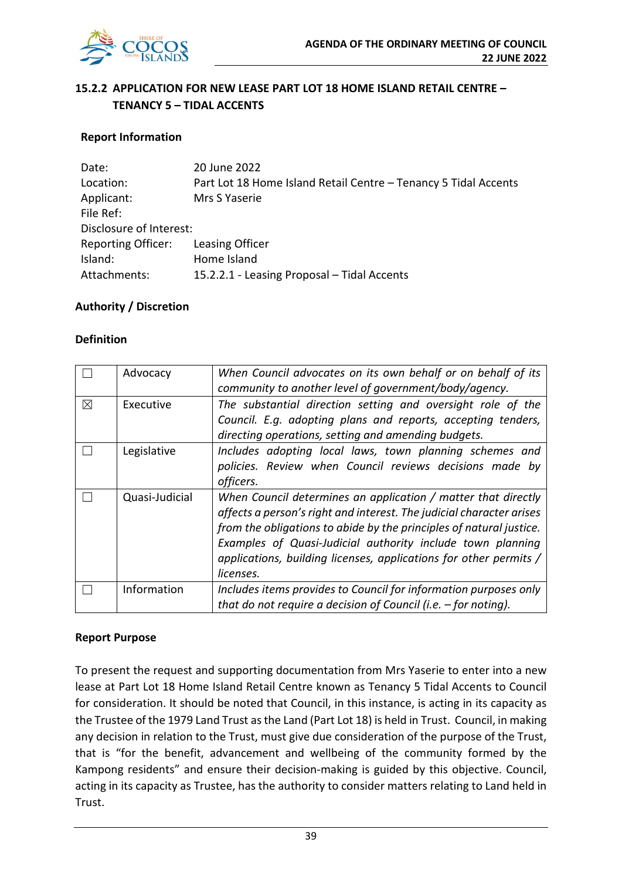## 15.2.2 APPLICATION FOR NEW LEASE PART LOT 18 HOME ISLAND RETAIL CENTRE – TENANCY 5 – TIDAL ACCENTS

### Report Information

| | |
|---|---|
| Date: | 20 June 2022 |
| Location: | Part Lot 18 Home Island Retail Centre – Tenancy 5 Tidal Accents |
| Applicant: | Mrs S Yaserie |
| File Ref: | |
| Disclosure of Interest: | |
| Reporting Officer: | Leasing Officer |
| Island: | Home Island |
| Attachments: | 15.2.2.1 - Leasing Proposal – Tidal Accents |

### Authority / Discretion

### Definition

| | | |
|---|---|---|
| ☐ | Advocacy | *When Council advocates on its own behalf or on behalf of its community to another level of government/body/agency.* |
| ☒ | Executive | *The substantial direction setting and oversight role of the Council. E.g. adopting plans and reports, accepting tenders, directing operations, setting and amending budgets.* |
| ☐ | Legislative | *Includes adopting local laws, town planning schemes and policies. Review when Council reviews decisions made by officers.* |
| ☐ | Quasi-Judicial | *When Council determines an application / matter that directly affects a person's right and interest. The judicial character arises from the obligations to abide by the principles of natural justice. Examples of Quasi-Judicial authority include town planning applications, building licenses, applications for other permits / licenses.* |
| ☐ | Information | *Includes items provides to Council for information purposes only that do not require a decision of Council (i.e. – for noting).* |

### Report Purpose

To present the request and supporting documentation from Mrs Yaserie to enter into a new lease at Part Lot 18 Home Island Retail Centre known as Tenancy 5 Tidal Accents to Council for consideration. It should be noted that Council, in this instance, is acting in its capacity as the Trustee of the 1979 Land Trust as the Land (Part Lot 18) is held in Trust. Council, in making any decision in relation to the Trust, must give due consideration of the purpose of the Trust, that is "for the benefit, advancement and wellbeing of the community formed by the Kampong residents" and ensure their decision-making is guided by this objective. Council, acting in its capacity as Trustee, has the authority to consider matters relating to Land held in Trust.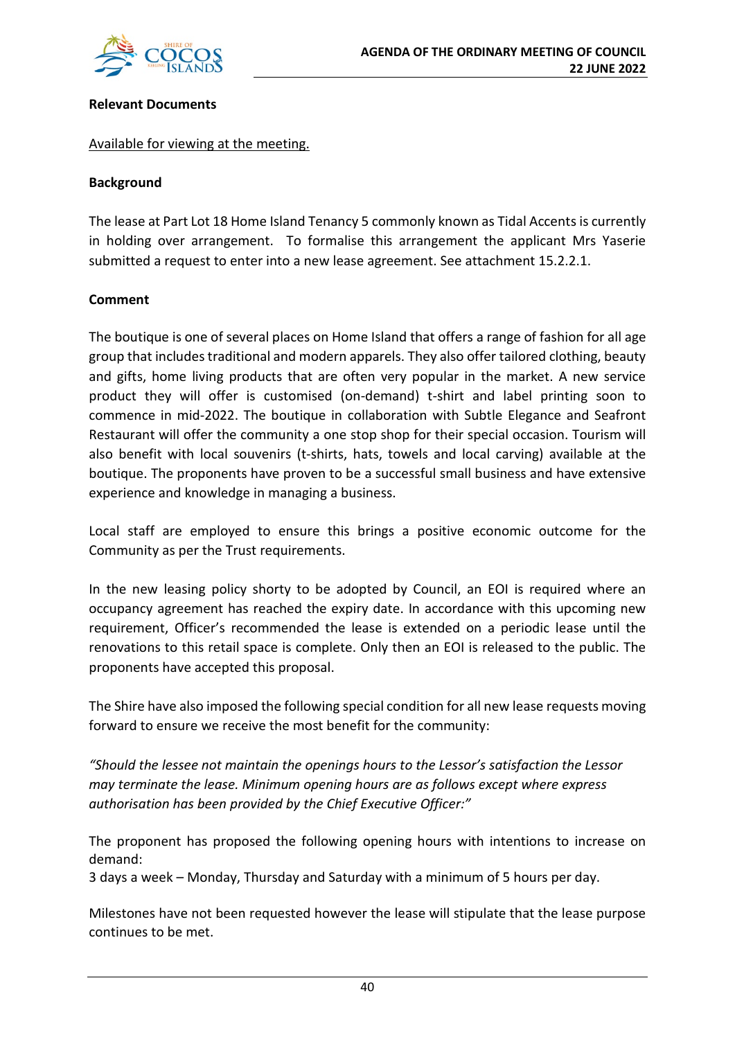**Relevant Documents**

Available for viewing at the meeting.

**Background**

The lease at Part Lot 18 Home Island Tenancy 5 commonly known as Tidal Accents is currently in holding over arrangement. To formalise this arrangement the applicant Mrs Yaserie submitted a request to enter into a new lease agreement. See attachment 15.2.2.1.

**Comment**

The boutique is one of several places on Home Island that offers a range of fashion for all age group that includes traditional and modern apparels. They also offer tailored clothing, beauty and gifts, home living products that are often very popular in the market. A new service product they will offer is customised (on-demand) t-shirt and label printing soon to commence in mid-2022. The boutique in collaboration with Subtle Elegance and Seafront Restaurant will offer the community a one stop shop for their special occasion. Tourism will also benefit with local souvenirs (t-shirts, hats, towels and local carving) available at the boutique. The proponents have proven to be a successful small business and have extensive experience and knowledge in managing a business.

Local staff are employed to ensure this brings a positive economic outcome for the Community as per the Trust requirements.

In the new leasing policy shorty to be adopted by Council, an EOI is required where an occupancy agreement has reached the expiry date. In accordance with this upcoming new requirement, Officer's recommended the lease is extended on a periodic lease until the renovations to this retail space is complete. Only then an EOI is released to the public. The proponents have accepted this proposal.

The Shire have also imposed the following special condition for all new lease requests moving forward to ensure we receive the most benefit for the community:

*"Should the lessee not maintain the openings hours to the Lessor's satisfaction the Lessor may terminate the lease. Minimum opening hours are as follows except where express authorisation has been provided by the Chief Executive Officer:"*

The proponent has proposed the following opening hours with intentions to increase on demand:
3 days a week – Monday, Thursday and Saturday with a minimum of 5 hours per day.

Milestones have not been requested however the lease will stipulate that the lease purpose continues to be met.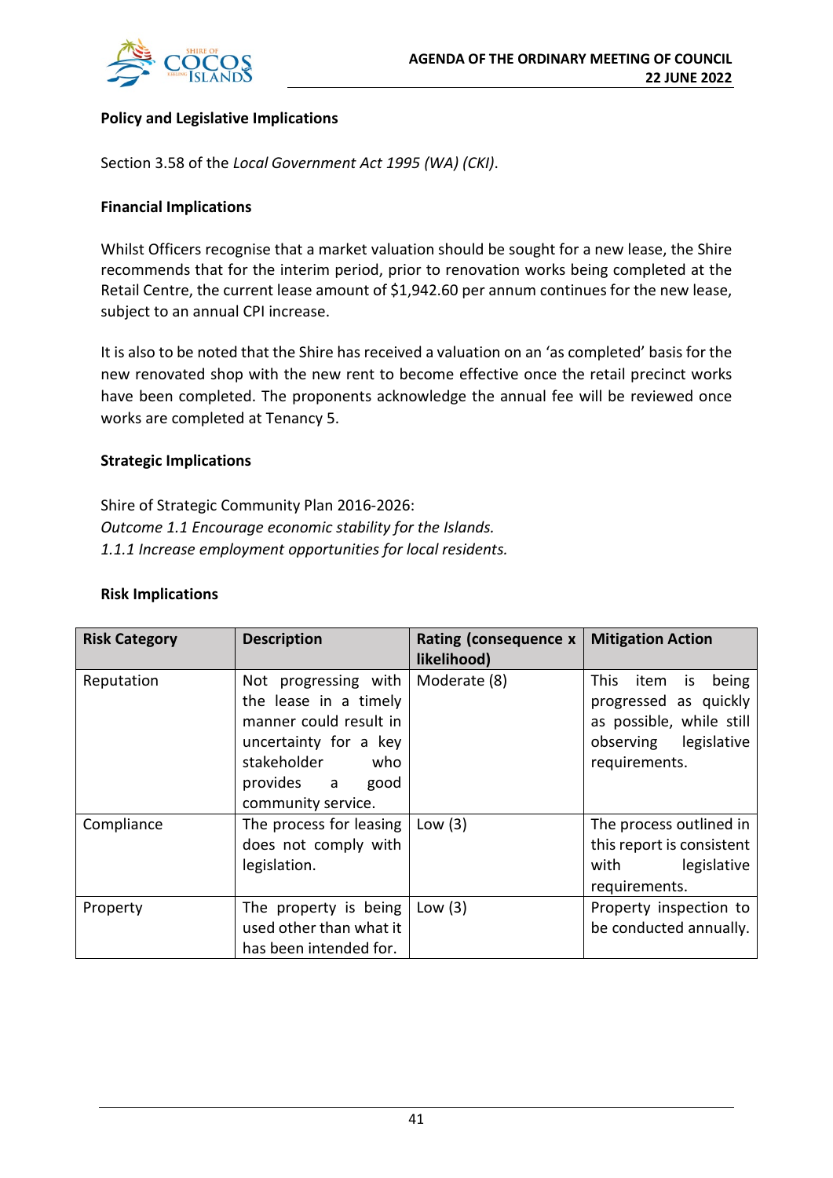**Policy and Legislative Implications**

Section 3.58 of the *Local Government Act 1995 (WA) (CKI)*.

**Financial Implications**

Whilst Officers recognise that a market valuation should be sought for a new lease, the Shire recommends that for the interim period, prior to renovation works being completed at the Retail Centre, the current lease amount of $1,942.60 per annum continues for the new lease, subject to an annual CPI increase.

It is also to be noted that the Shire has received a valuation on an 'as completed' basis for the new renovated shop with the new rent to become effective once the retail precinct works have been completed. The proponents acknowledge the annual fee will be reviewed once works are completed at Tenancy 5.

**Strategic Implications**

Shire of Strategic Community Plan 2016-2026:
*Outcome 1.1 Encourage economic stability for the Islands.*
*1.1.1 Increase employment opportunities for local residents.*

**Risk Implications**

| Risk Category | Description | Rating (consequence x likelihood) | Mitigation Action |
|---|---|---|---|
| Reputation | Not progressing with the lease in a timely manner could result in uncertainty for a key stakeholder who provides a good community service. | Moderate (8) | This item is being progressed as quickly as possible, while still observing legislative requirements. |
| Compliance | The process for leasing does not comply with legislation. | Low (3) | The process outlined in this report is consistent with legislative requirements. |
| Property | The property is being used other than what it has been intended for. | Low (3) | Property inspection to be conducted annually. |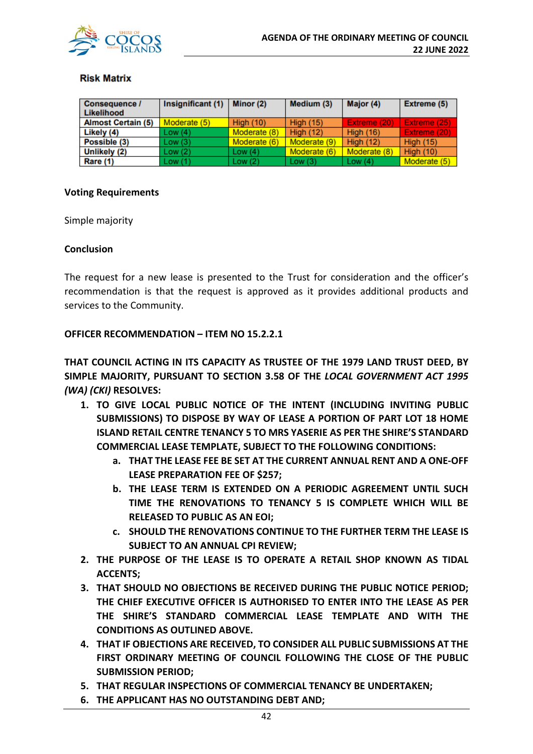### Risk Matrix

| Consequence / Likelihood | Insignificant (1) | Minor (2) | Medium (3) | Major (4) | Extreme (5) |
|---|---|---|---|---|---|
| Almost Certain (5) | Moderate (5) | High (10) | High (15) | Extreme (20) | Extreme (25) |
| Likely (4) | Low (4) | Moderate (8) | High (12) | High (16) | Extreme (20) |
| Possible (3) | Low (3) | Moderate (6) | Moderate (9) | High (12) | High (15) |
| Unlikely (2) | Low (2) | Low (4) | Moderate (6) | Moderate (8) | High (10) |
| Rare (1) | Low (1) | Low (2) | Low (3) | Low (4) | Moderate (5) |

**Voting Requirements**

Simple majority

**Conclusion**

The request for a new lease is presented to the Trust for consideration and the officer's recommendation is that the request is approved as it provides additional products and services to the Community.

**OFFICER RECOMMENDATION – ITEM NO 15.2.2.1**

**THAT COUNCIL ACTING IN ITS CAPACITY AS TRUSTEE OF THE 1979 LAND TRUST DEED, BY SIMPLE MAJORITY, PURSUANT TO SECTION 3.58 OF THE *LOCAL GOVERNMENT ACT 1995 (WA) (CKI)* RESOLVES:**

1. **TO GIVE LOCAL PUBLIC NOTICE OF THE INTENT (INCLUDING INVITING PUBLIC SUBMISSIONS) TO DISPOSE BY WAY OF LEASE A PORTION OF PART LOT 18 HOME ISLAND RETAIL CENTRE TENANCY 5 TO MRS YASERIE AS PER THE SHIRE'S STANDARD COMMERCIAL LEASE TEMPLATE, SUBJECT TO THE FOLLOWING CONDITIONS:**
   a. **THAT THE LEASE FEE BE SET AT THE CURRENT ANNUAL RENT AND A ONE-OFF LEASE PREPARATION FEE OF $257;**
   b. **THE LEASE TERM IS EXTENDED ON A PERIODIC AGREEMENT UNTIL SUCH TIME THE RENOVATIONS TO TENANCY 5 IS COMPLETE WHICH WILL BE RELEASED TO PUBLIC AS AN EOI;**
   c. **SHOULD THE RENOVATIONS CONTINUE TO THE FURTHER TERM THE LEASE IS SUBJECT TO AN ANNUAL CPI REVIEW;**
2. **THE PURPOSE OF THE LEASE IS TO OPERATE A RETAIL SHOP KNOWN AS TIDAL ACCENTS;**
3. **THAT SHOULD NO OBJECTIONS BE RECEIVED DURING THE PUBLIC NOTICE PERIOD; THE CHIEF EXECUTIVE OFFICER IS AUTHORISED TO ENTER INTO THE LEASE AS PER THE SHIRE'S STANDARD COMMERCIAL LEASE TEMPLATE AND WITH THE CONDITIONS AS OUTLINED ABOVE.**
4. **THAT IF OBJECTIONS ARE RECEIVED, TO CONSIDER ALL PUBLIC SUBMISSIONS AT THE FIRST ORDINARY MEETING OF COUNCIL FOLLOWING THE CLOSE OF THE PUBLIC SUBMISSION PERIOD;**
5. **THAT REGULAR INSPECTIONS OF COMMERCIAL TENANCY BE UNDERTAKEN;**
6. **THE APPLICANT HAS NO OUTSTANDING DEBT AND;**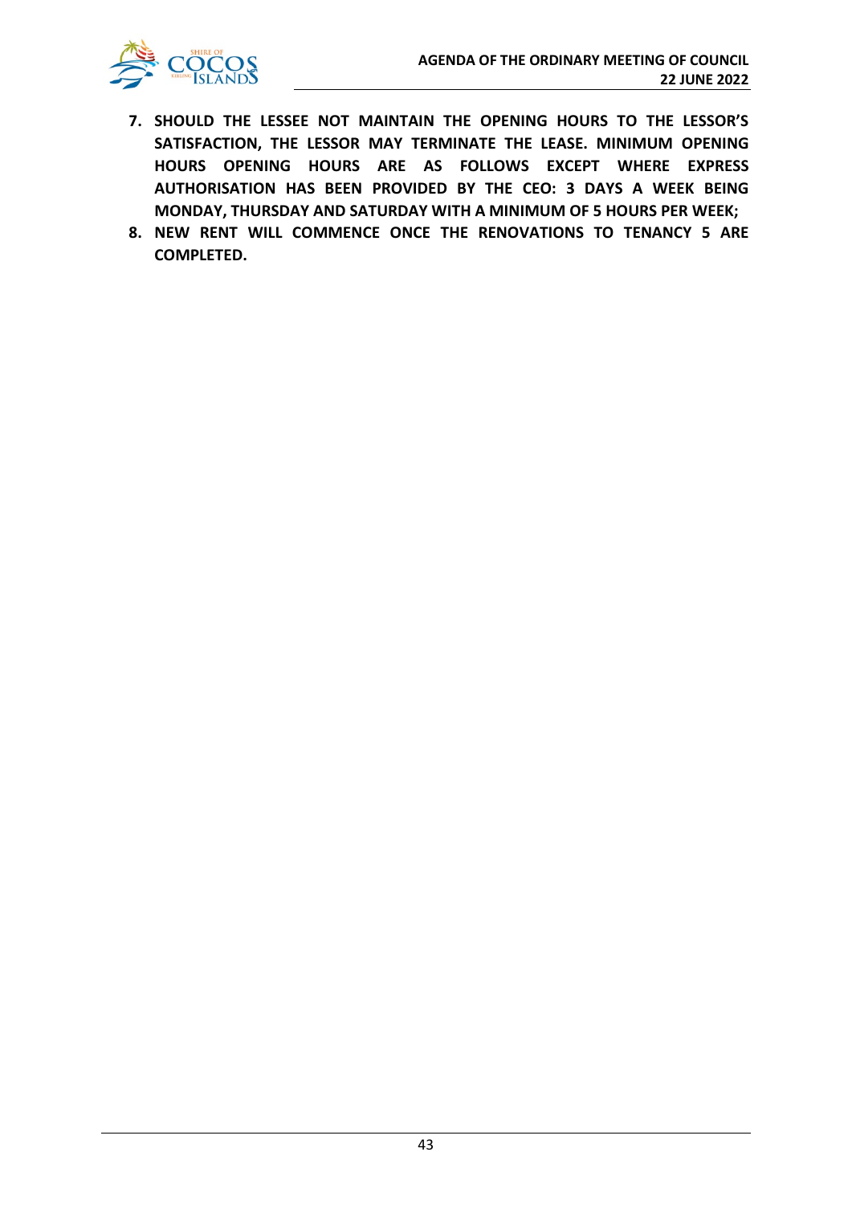7. **SHOULD THE LESSEE NOT MAINTAIN THE OPENING HOURS TO THE LESSOR'S SATISFACTION, THE LESSOR MAY TERMINATE THE LEASE. MINIMUM OPENING HOURS OPENING HOURS ARE AS FOLLOWS EXCEPT WHERE EXPRESS AUTHORISATION HAS BEEN PROVIDED BY THE CEO: 3 DAYS A WEEK BEING MONDAY, THURSDAY AND SATURDAY WITH A MINIMUM OF 5 HOURS PER WEEK;**
8. **NEW RENT WILL COMMENCE ONCE THE RENOVATIONS TO TENANCY 5 ARE COMPLETED.**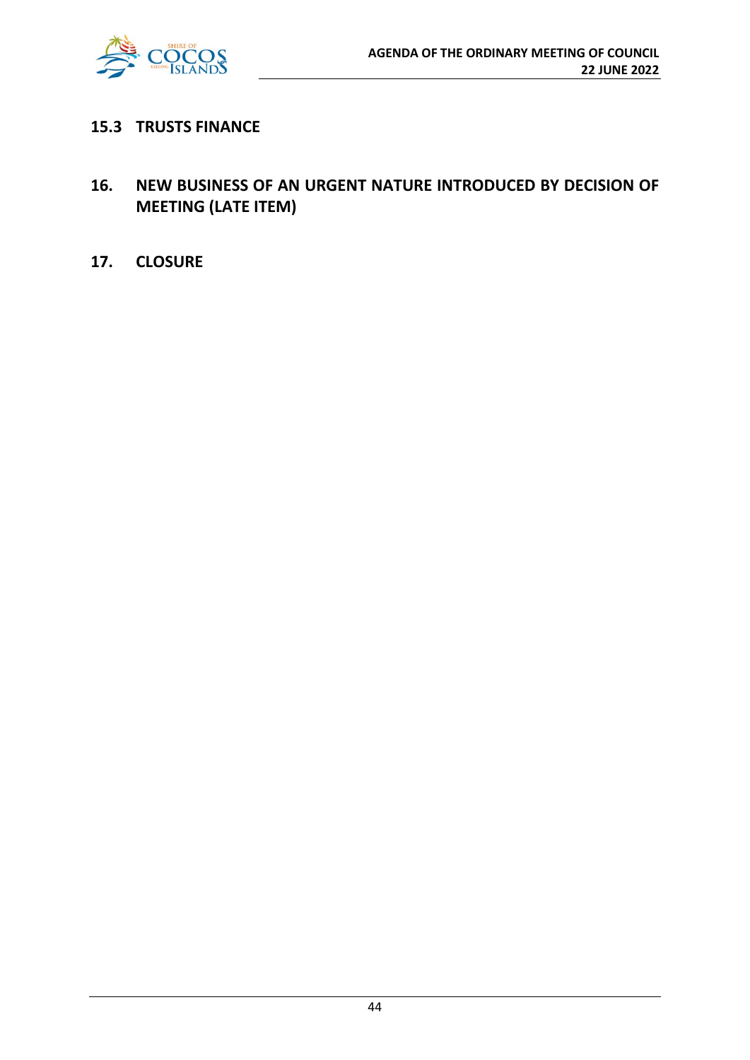## 15.3 TRUSTS FINANCE

## 16. NEW BUSINESS OF AN URGENT NATURE INTRODUCED BY DECISION OF MEETING (LATE ITEM)

## 17. CLOSURE